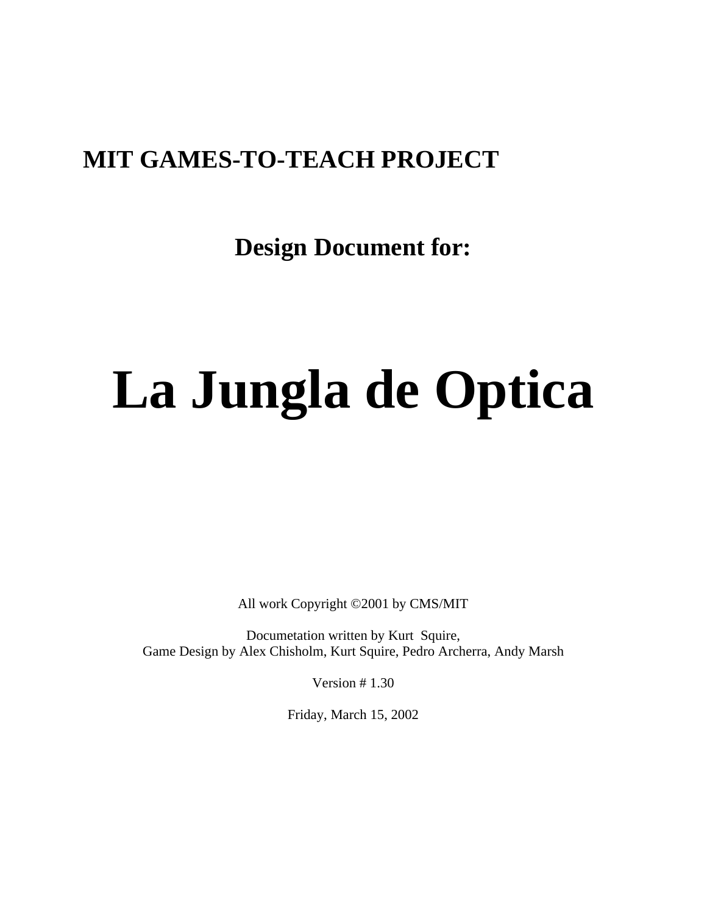**MIT GAMES-TO-TEACH PROJECT**

**Design Document for:**

# La Jungla de Optica

All work Copyright ©2001 by CMS/MIT

Documetation written by Kurt Squire,
Game Design by Alex Chisholm, Kurt Squire, Pedro Archerra, Andy Marsh

Version # 1.30

Friday, March 15, 2002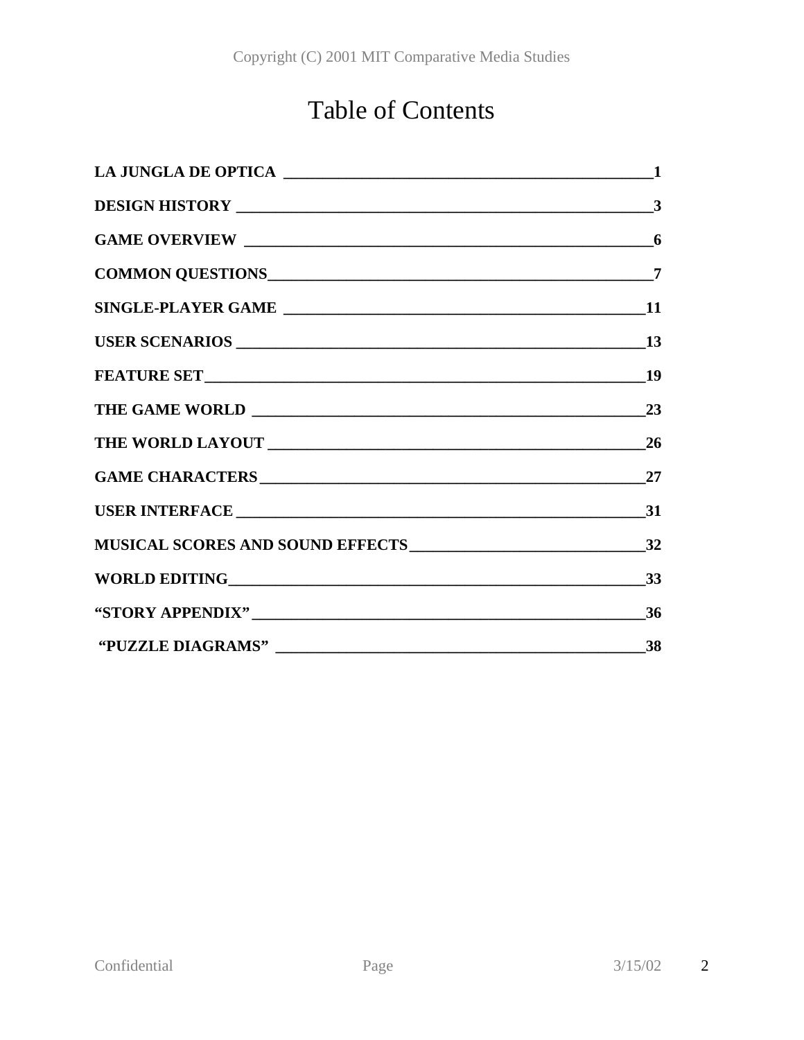# Table of Contents

**LA JUNGLA DE OPTICA** ____ **1**

**DESIGN HISTORY** ____ **3**

**GAME OVERVIEW** ____ **6**

**COMMON QUESTIONS** ____ **7**

**SINGLE-PLAYER GAME** ____ **11**

**USER SCENARIOS** ____ **13**

**FEATURE SET** ____ **19**

**THE GAME WORLD** ____ **23**

**THE WORLD LAYOUT** ____ **26**

**GAME CHARACTERS** ____ **27**

**USER INTERFACE** ____ **31**

**MUSICAL SCORES AND SOUND EFFECTS** ____ **32**

**WORLD EDITING** ____ **33**

**"STORY APPENDIX"** ____ **36**

**"PUZZLE DIAGRAMS"** ____ **38**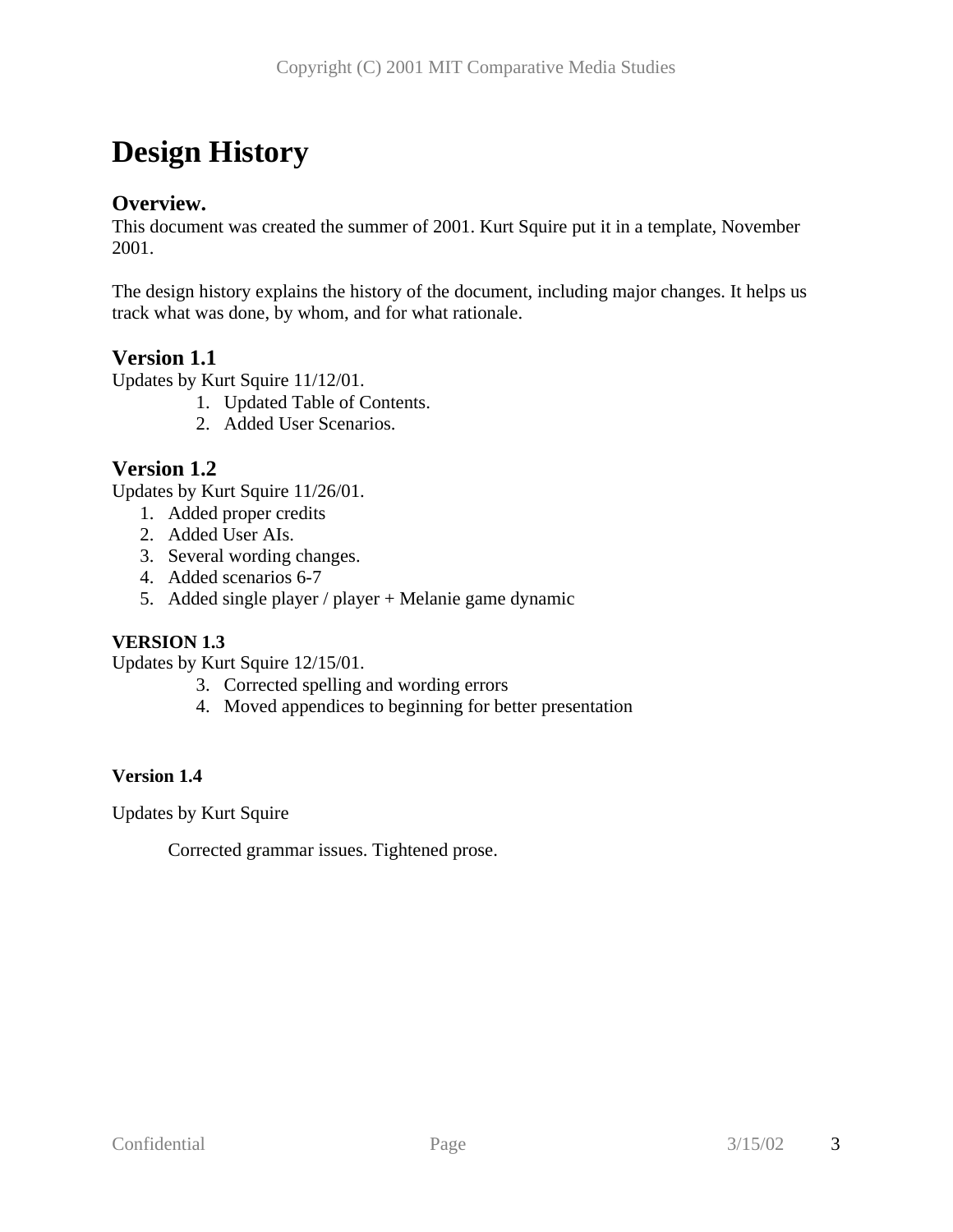# Design History

## Overview.

This document was created the summer of 2001. Kurt Squire put it in a template, November 2001.

The design history explains the history of the document, including major changes. It helps us track what was done, by whom, and for what rationale.

## Version 1.1

Updates by Kurt Squire 11/12/01.

1. Updated Table of Contents.
2. Added User Scenarios.

## Version 1.2

Updates by Kurt Squire 11/26/01.

1. Added proper credits
2. Added User AIs.
3. Several wording changes.
4. Added scenarios 6-7
5. Added single player / player + Melanie game dynamic

### VERSION 1.3

Updates by Kurt Squire 12/15/01.

3. Corrected spelling and wording errors
4. Moved appendices to beginning for better presentation

### Version 1.4

Updates by Kurt Squire

Corrected grammar issues. Tightened prose.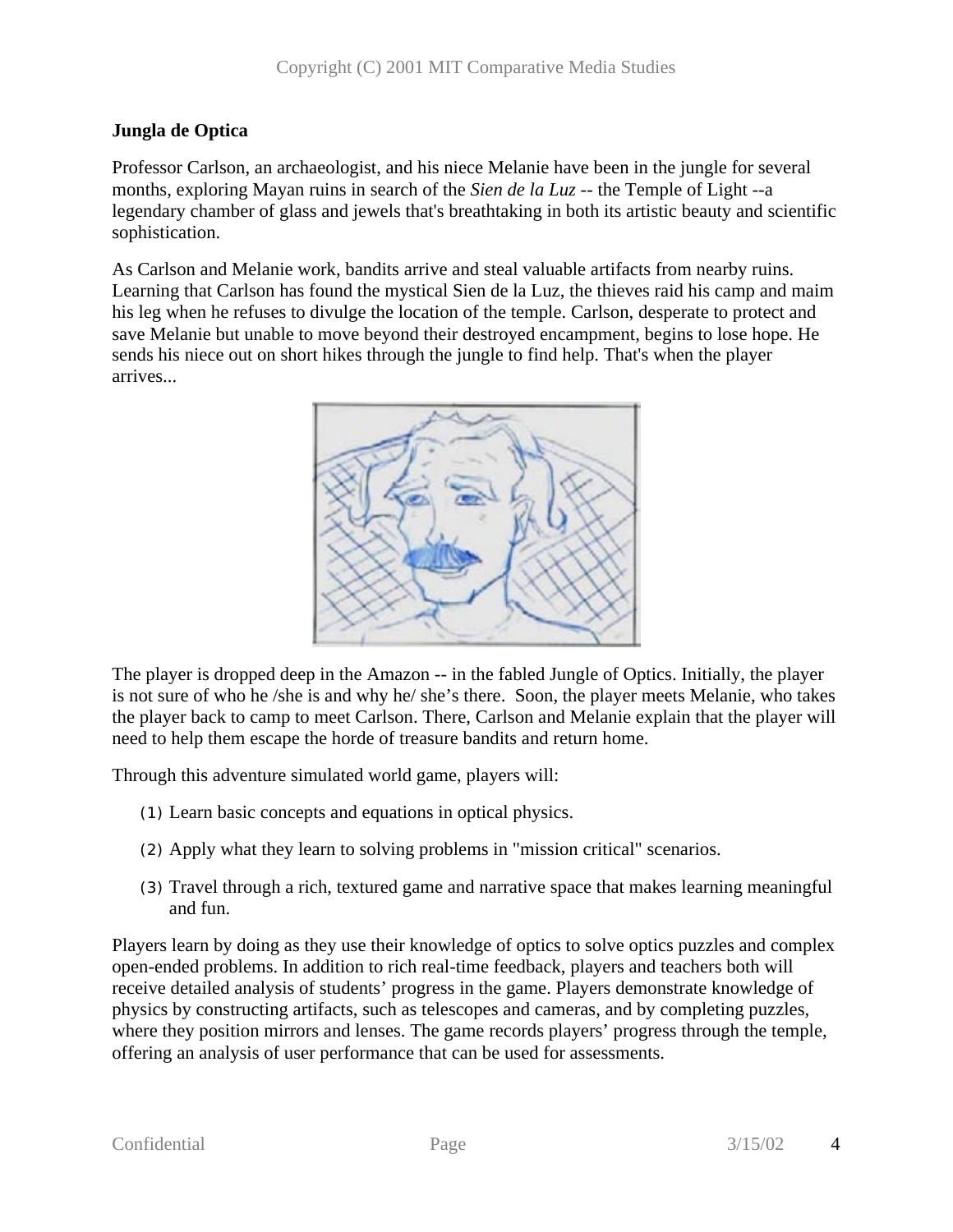### Jungla de Optica

Professor Carlson, an archaeologist, and his niece Melanie have been in the jungle for several months, exploring Mayan ruins in search of the *Sien de la Luz* -- the Temple of Light --a legendary chamber of glass and jewels that's breathtaking in both its artistic beauty and scientific sophistication.

As Carlson and Melanie work, bandits arrive and steal valuable artifacts from nearby ruins. Learning that Carlson has found the mystical Sien de la Luz, the thieves raid his camp and maim his leg when he refuses to divulge the location of the temple. Carlson, desperate to protect and save Melanie but unable to move beyond their destroyed encampment, begins to lose hope. He sends his niece out on short hikes through the jungle to find help. That's when the player arrives...

The player is dropped deep in the Amazon -- in the fabled Jungle of Optics. Initially, the player is not sure of who he /she is and why he/ she's there. Soon, the player meets Melanie, who takes the player back to camp to meet Carlson. There, Carlson and Melanie explain that the player will need to help them escape the horde of treasure bandits and return home.

Through this adventure simulated world game, players will:

(1) Learn basic concepts and equations in optical physics.

(2) Apply what they learn to solving problems in "mission critical" scenarios.

(3) Travel through a rich, textured game and narrative space that makes learning meaningful and fun.

Players learn by doing as they use their knowledge of optics to solve optics puzzles and complex open-ended problems. In addition to rich real-time feedback, players and teachers both will receive detailed analysis of students' progress in the game. Players demonstrate knowledge of physics by constructing artifacts, such as telescopes and cameras, and by completing puzzles, where they position mirrors and lenses. The game records players' progress through the temple, offering an analysis of user performance that can be used for assessments.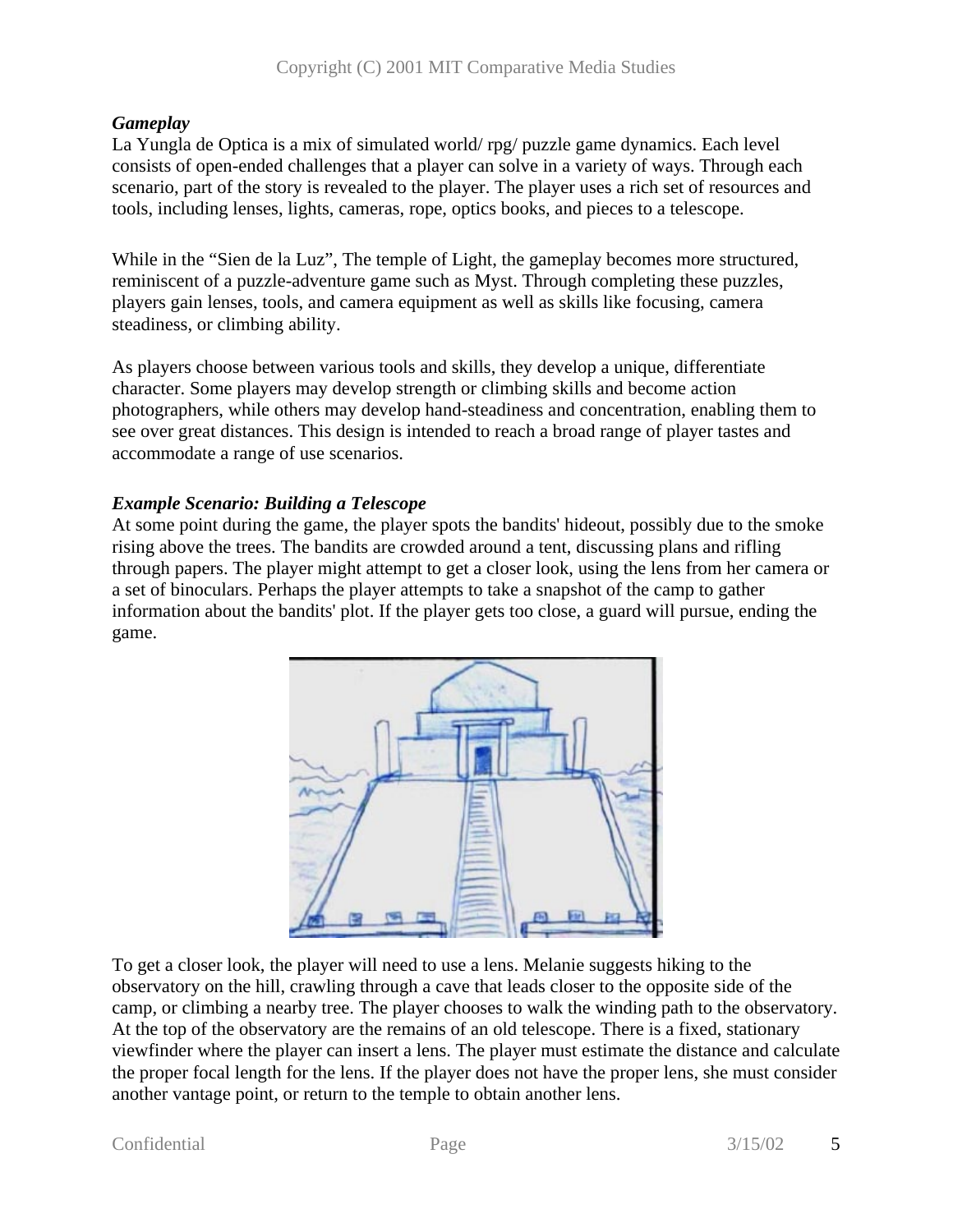***Gameplay***

La Yungla de Optica is a mix of simulated world/ rpg/ puzzle game dynamics. Each level consists of open-ended challenges that a player can solve in a variety of ways. Through each scenario, part of the story is revealed to the player. The player uses a rich set of resources and tools, including lenses, lights, cameras, rope, optics books, and pieces to a telescope.

While in the "Sien de la Luz", The temple of Light, the gameplay becomes more structured, reminiscent of a puzzle-adventure game such as Myst. Through completing these puzzles, players gain lenses, tools, and camera equipment as well as skills like focusing, camera steadiness, or climbing ability.

As players choose between various tools and skills, they develop a unique, differentiate character. Some players may develop strength or climbing skills and become action photographers, while others may develop hand-steadiness and concentration, enabling them to see over great distances. This design is intended to reach a broad range of player tastes and accommodate a range of use scenarios.

***Example Scenario: Building a Telescope***

At some point during the game, the player spots the bandits' hideout, possibly due to the smoke rising above the trees. The bandits are crowded around a tent, discussing plans and rifling through papers. The player might attempt to get a closer look, using the lens from her camera or a set of binoculars. Perhaps the player attempts to take a snapshot of the camp to gather information about the bandits' plot. If the player gets too close, a guard will pursue, ending the game.

To get a closer look, the player will need to use a lens. Melanie suggests hiking to the observatory on the hill, crawling through a cave that leads closer to the opposite side of the camp, or climbing a nearby tree. The player chooses to walk the winding path to the observatory. At the top of the observatory are the remains of an old telescope. There is a fixed, stationary viewfinder where the player can insert a lens. The player must estimate the distance and calculate the proper focal length for the lens. If the player does not have the proper lens, she must consider another vantage point, or return to the temple to obtain another lens.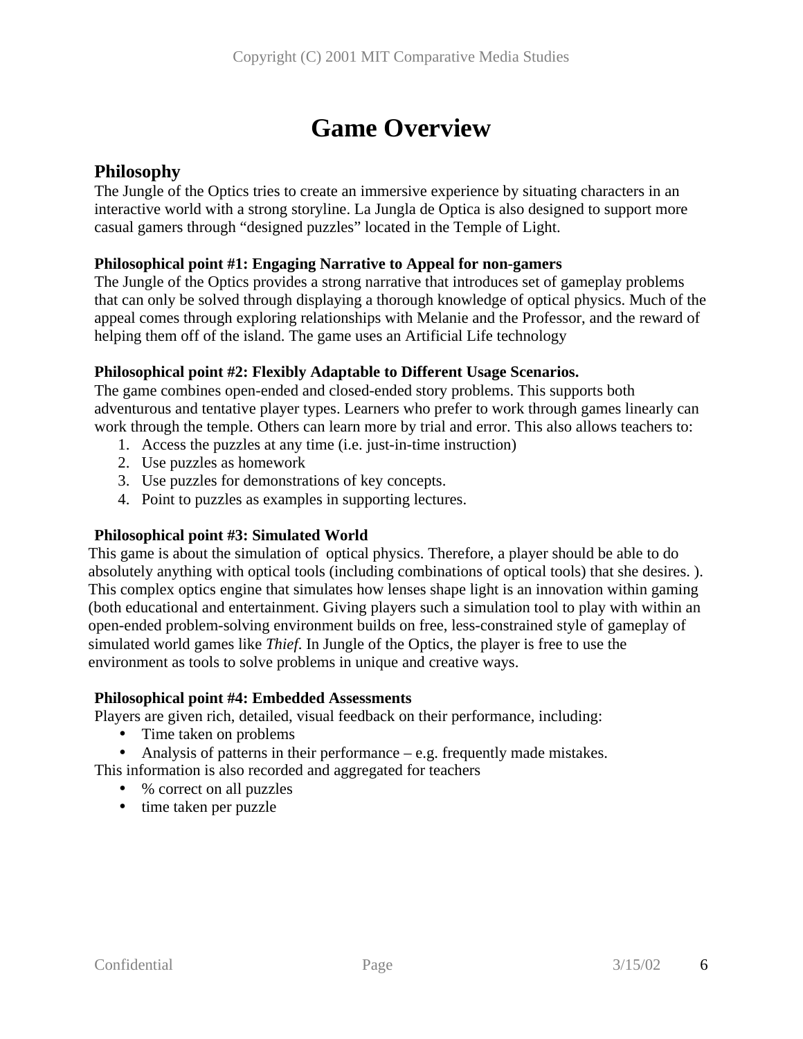# Game Overview

## Philosophy

The Jungle of the Optics tries to create an immersive experience by situating characters in an interactive world with a strong storyline. La Jungla de Optica is also designed to support more casual gamers through "designed puzzles" located in the Temple of Light.

**Philosophical point #1: Engaging Narrative to Appeal for non-gamers**

The Jungle of the Optics provides a strong narrative that introduces set of gameplay problems that can only be solved through displaying a thorough knowledge of optical physics. Much of the appeal comes through exploring relationships with Melanie and the Professor, and the reward of helping them off of the island. The game uses an Artificial Life technology

**Philosophical point #2: Flexibly Adaptable to Different Usage Scenarios.**

The game combines open-ended and closed-ended story problems. This supports both adventurous and tentative player types. Learners who prefer to work through games linearly can work through the temple. Others can learn more by trial and error. This also allows teachers to:

1. Access the puzzles at any time (i.e. just-in-time instruction)
2. Use puzzles as homework
3. Use puzzles for demonstrations of key concepts.
4. Point to puzzles as examples in supporting lectures.

**Philosophical point #3: Simulated World**

This game is about the simulation of optical physics. Therefore, a player should be able to do absolutely anything with optical tools (including combinations of optical tools) that she desires. ). This complex optics engine that simulates how lenses shape light is an innovation within gaming (both educational and entertainment. Giving players such a simulation tool to play with within an open-ended problem-solving environment builds on free, less-constrained style of gameplay of simulated world games like *Thief*. In Jungle of the Optics, the player is free to use the environment as tools to solve problems in unique and creative ways.

**Philosophical point #4: Embedded Assessments**

Players are given rich, detailed, visual feedback on their performance, including:

- Time taken on problems
- Analysis of patterns in their performance – e.g. frequently made mistakes.

This information is also recorded and aggregated for teachers

- % correct on all puzzles
- time taken per puzzle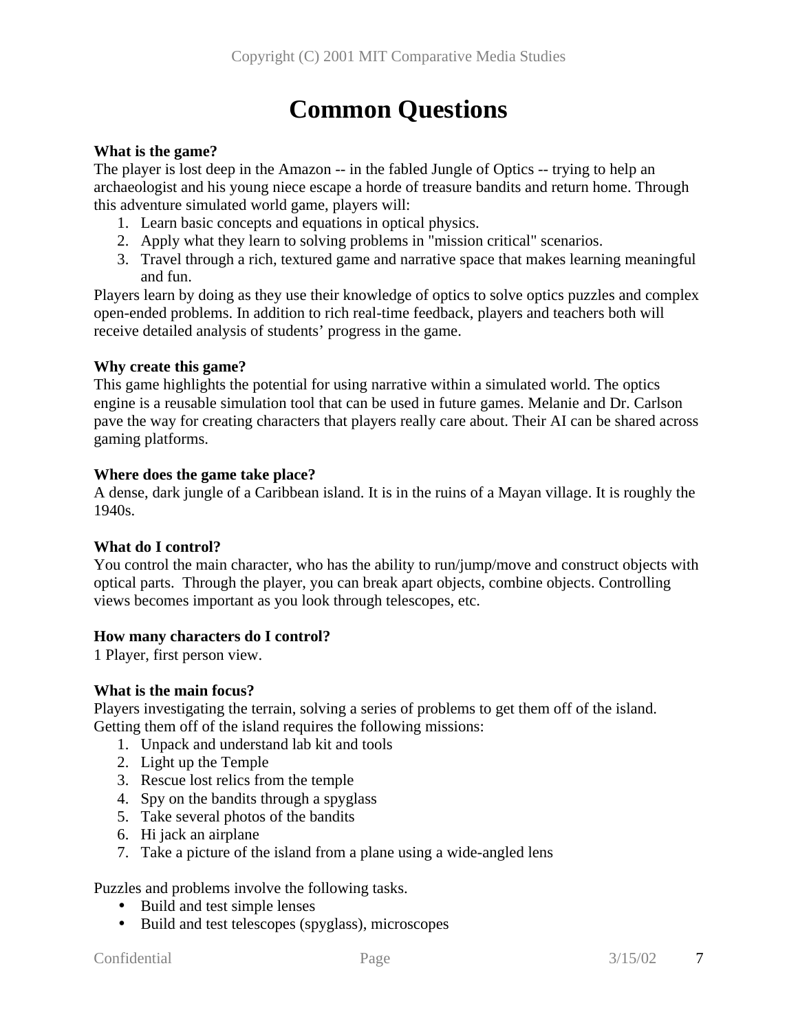# Common Questions

**What is the game?**
The player is lost deep in the Amazon -- in the fabled Jungle of Optics -- trying to help an archaeologist and his young niece escape a horde of treasure bandits and return home. Through this adventure simulated world game, players will:

1. Learn basic concepts and equations in optical physics.
2. Apply what they learn to solving problems in "mission critical" scenarios.
3. Travel through a rich, textured game and narrative space that makes learning meaningful and fun.

Players learn by doing as they use their knowledge of optics to solve optics puzzles and complex open-ended problems. In addition to rich real-time feedback, players and teachers both will receive detailed analysis of students' progress in the game.

**Why create this game?**
This game highlights the potential for using narrative within a simulated world. The optics engine is a reusable simulation tool that can be used in future games. Melanie and Dr. Carlson pave the way for creating characters that players really care about. Their AI can be shared across gaming platforms.

**Where does the game take place?**
A dense, dark jungle of a Caribbean island. It is in the ruins of a Mayan village. It is roughly the 1940s.

**What do I control?**
You control the main character, who has the ability to run/jump/move and construct objects with optical parts. Through the player, you can break apart objects, combine objects. Controlling views becomes important as you look through telescopes, etc.

**How many characters do I control?**
1 Player, first person view.

**What is the main focus?**
Players investigating the terrain, solving a series of problems to get them off of the island. Getting them off of the island requires the following missions:

1. Unpack and understand lab kit and tools
2. Light up the Temple
3. Rescue lost relics from the temple
4. Spy on the bandits through a spyglass
5. Take several photos of the bandits
6. Hi jack an airplane
7. Take a picture of the island from a plane using a wide-angled lens

Puzzles and problems involve the following tasks.

- Build and test simple lenses
- Build and test telescopes (spyglass), microscopes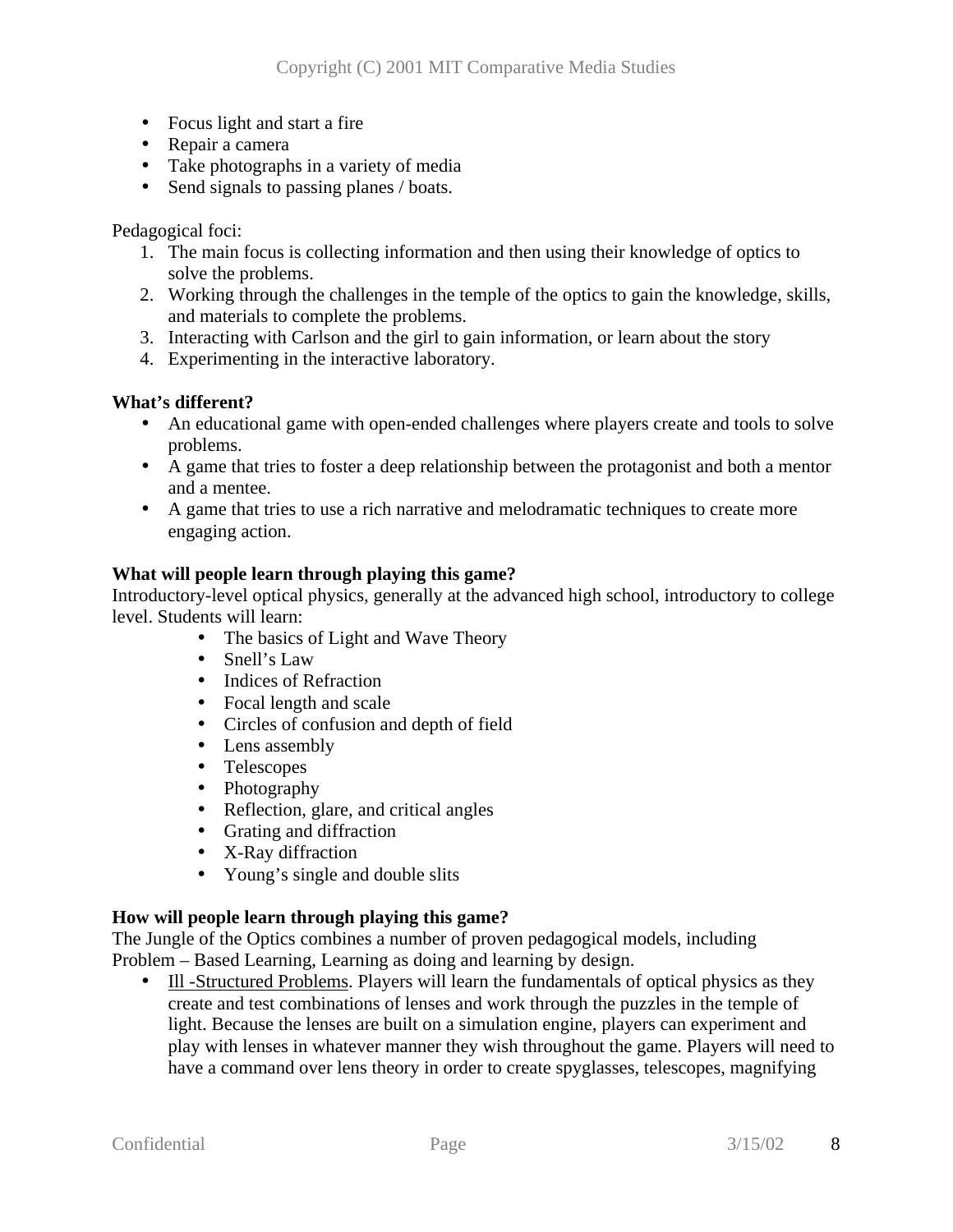- Focus light and start a fire
- Repair a camera
- Take photographs in a variety of media
- Send signals to passing planes / boats.

Pedagogical foci:

1. The main focus is collecting information and then using their knowledge of optics to solve the problems.
2. Working through the challenges in the temple of the optics to gain the knowledge, skills, and materials to complete the problems.
3. Interacting with Carlson and the girl to gain information, or learn about the story
4. Experimenting in the interactive laboratory.

**What's different?**

- An educational game with open-ended challenges where players create and tools to solve problems.
- A game that tries to foster a deep relationship between the protagonist and both a mentor and a mentee.
- A game that tries to use a rich narrative and melodramatic techniques to create more engaging action.

**What will people learn through playing this game?**

Introductory-level optical physics, generally at the advanced high school, introductory to college level. Students will learn:

- The basics of Light and Wave Theory
- Snell's Law
- Indices of Refraction
- Focal length and scale
- Circles of confusion and depth of field
- Lens assembly
- Telescopes
- Photography
- Reflection, glare, and critical angles
- Grating and diffraction
- X-Ray diffraction
- Young's single and double slits

**How will people learn through playing this game?**

The Jungle of the Optics combines a number of proven pedagogical models, including Problem – Based Learning, Learning as doing and learning by design.

- Ill -Structured Problems. Players will learn the fundamentals of optical physics as they create and test combinations of lenses and work through the puzzles in the temple of light. Because the lenses are built on a simulation engine, players can experiment and play with lenses in whatever manner they wish throughout the game. Players will need to have a command over lens theory in order to create spyglasses, telescopes, magnifying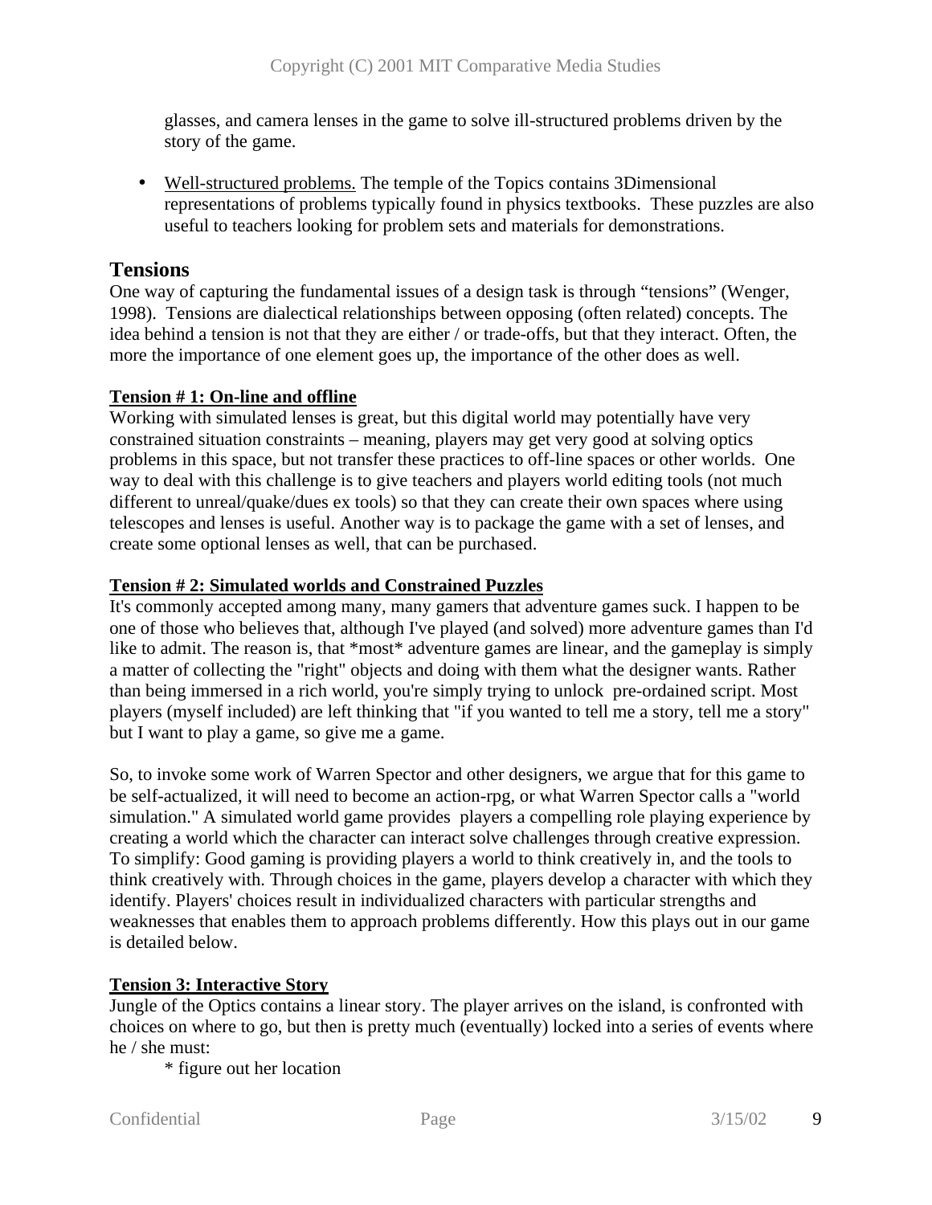glasses, and camera lenses in the game to solve ill-structured problems driven by the story of the game.

- Well-structured problems. The temple of the Topics contains 3Dimensional representations of problems typically found in physics textbooks. These puzzles are also useful to teachers looking for problem sets and materials for demonstrations.

## Tensions

One way of capturing the fundamental issues of a design task is through "tensions" (Wenger, 1998). Tensions are dialectical relationships between opposing (often related) concepts. The idea behind a tension is not that they are either / or trade-offs, but that they interact. Often, the more the importance of one element goes up, the importance of the other does as well.

### Tension # 1: On-line and offline

Working with simulated lenses is great, but this digital world may potentially have very constrained situation constraints – meaning, players may get very good at solving optics problems in this space, but not transfer these practices to off-line spaces or other worlds. One way to deal with this challenge is to give teachers and players world editing tools (not much different to unreal/quake/dues ex tools) so that they can create their own spaces where using telescopes and lenses is useful. Another way is to package the game with a set of lenses, and create some optional lenses as well, that can be purchased.

### Tension # 2: Simulated worlds and Constrained Puzzles

It's commonly accepted among many, many gamers that adventure games suck. I happen to be one of those who believes that, although I've played (and solved) more adventure games than I'd like to admit. The reason is, that *most* adventure games are linear, and the gameplay is simply a matter of collecting the "right" objects and doing with them what the designer wants. Rather than being immersed in a rich world, you're simply trying to unlock pre-ordained script. Most players (myself included) are left thinking that "if you wanted to tell me a story, tell me a story" but I want to play a game, so give me a game.

So, to invoke some work of Warren Spector and other designers, we argue that for this game to be self-actualized, it will need to become an action-rpg, or what Warren Spector calls a "world simulation." A simulated world game provides players a compelling role playing experience by creating a world which the character can interact solve challenges through creative expression. To simplify: Good gaming is providing players a world to think creatively in, and the tools to think creatively with. Through choices in the game, players develop a character with which they identify. Players' choices result in individualized characters with particular strengths and weaknesses that enables them to approach problems differently. How this plays out in our game is detailed below.

### Tension 3: Interactive Story

Jungle of the Optics contains a linear story. The player arrives on the island, is confronted with choices on where to go, but then is pretty much (eventually) locked into a series of events where he / she must:

* figure out her location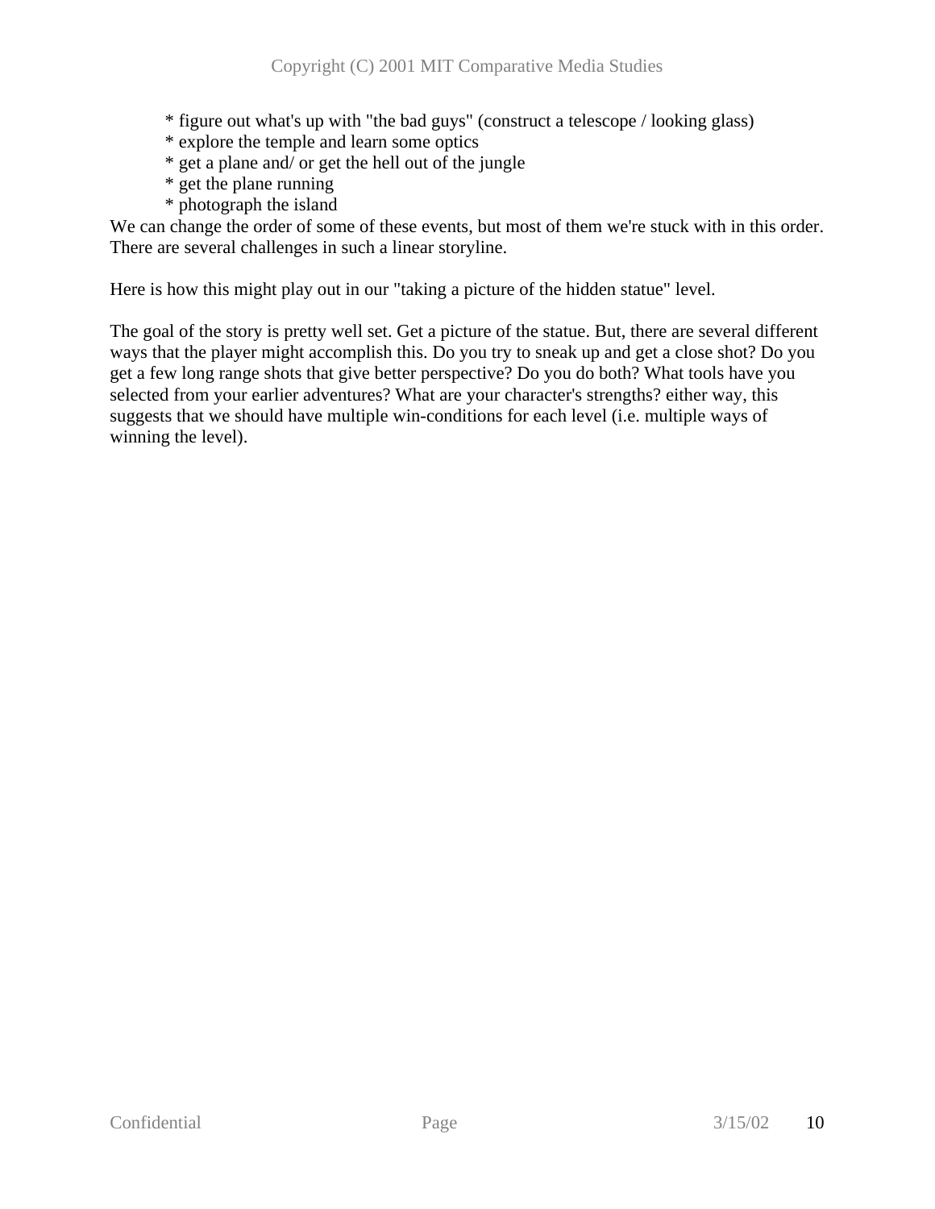* figure out what's up with "the bad guys" (construct a telescope / looking glass)
* explore the temple and learn some optics
* get a plane and/ or get the hell out of the jungle
* get the plane running
* photograph the island

We can change the order of some of these events, but most of them we're stuck with in this order. There are several challenges in such a linear storyline.

Here is how this might play out in our "taking a picture of the hidden statue" level.

The goal of the story is pretty well set. Get a picture of the statue. But, there are several different ways that the player might accomplish this. Do you try to sneak up and get a close shot? Do you get a few long range shots that give better perspective? Do you do both? What tools have you selected from your earlier adventures? What are your character's strengths? either way, this suggests that we should have multiple win-conditions for each level (i.e. multiple ways of winning the level).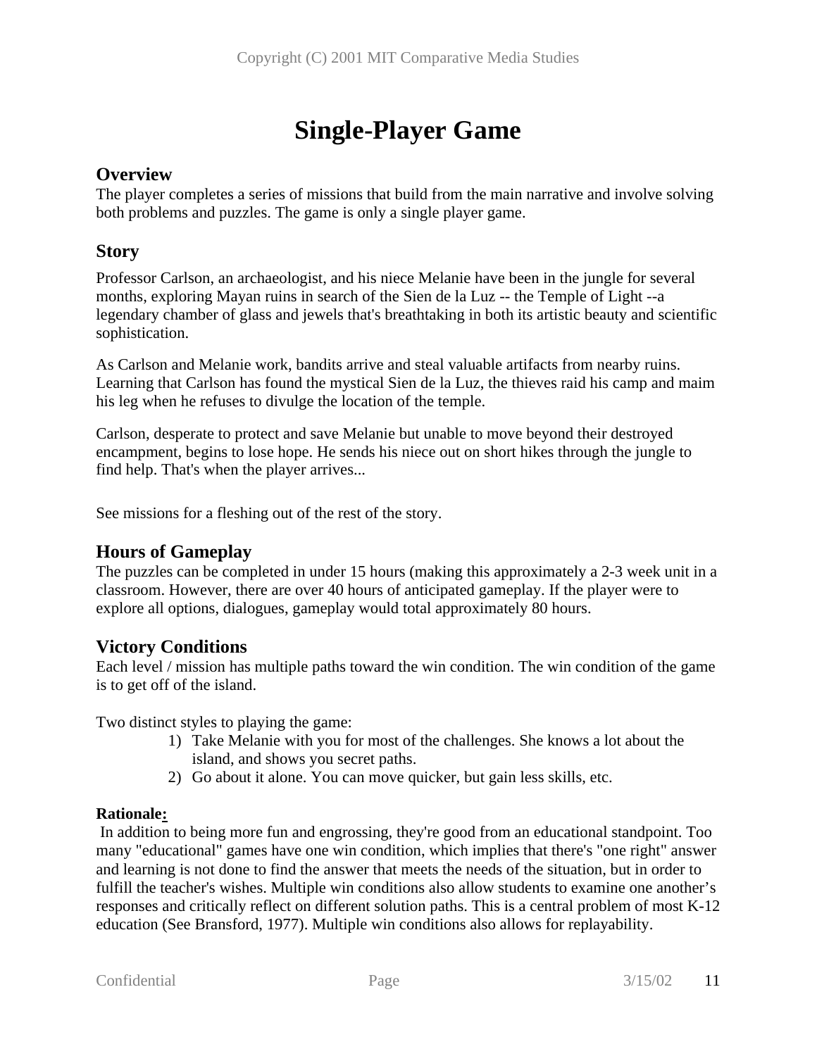# Single-Player Game

## Overview

The player completes a series of missions that build from the main narrative and involve solving both problems and puzzles. The game is only a single player game.

## Story

Professor Carlson, an archaeologist, and his niece Melanie have been in the jungle for several months, exploring Mayan ruins in search of the Sien de la Luz -- the Temple of Light --a legendary chamber of glass and jewels that's breathtaking in both its artistic beauty and scientific sophistication.

As Carlson and Melanie work, bandits arrive and steal valuable artifacts from nearby ruins. Learning that Carlson has found the mystical Sien de la Luz, the thieves raid his camp and maim his leg when he refuses to divulge the location of the temple.

Carlson, desperate to protect and save Melanie but unable to move beyond their destroyed encampment, begins to lose hope. He sends his niece out on short hikes through the jungle to find help. That's when the player arrives...

See missions for a fleshing out of the rest of the story.

## Hours of Gameplay

The puzzles can be completed in under 15 hours (making this approximately a 2-3 week unit in a classroom. However, there are over 40 hours of anticipated gameplay. If the player were to explore all options, dialogues, gameplay would total approximately 80 hours.

## Victory Conditions

Each level / mission has multiple paths toward the win condition. The win condition of the game is to get off of the island.

Two distinct styles to playing the game:

1) Take Melanie with you for most of the challenges. She knows a lot about the island, and shows you secret paths.
2) Go about it alone. You can move quicker, but gain less skills, etc.

**Rationale:**

In addition to being more fun and engrossing, they're good from an educational standpoint. Too many "educational" games have one win condition, which implies that there's "one right" answer and learning is not done to find the answer that meets the needs of the situation, but in order to fulfill the teacher's wishes. Multiple win conditions also allow students to examine one another's responses and critically reflect on different solution paths. This is a central problem of most K-12 education (See Bransford, 1977). Multiple win conditions also allows for replayability.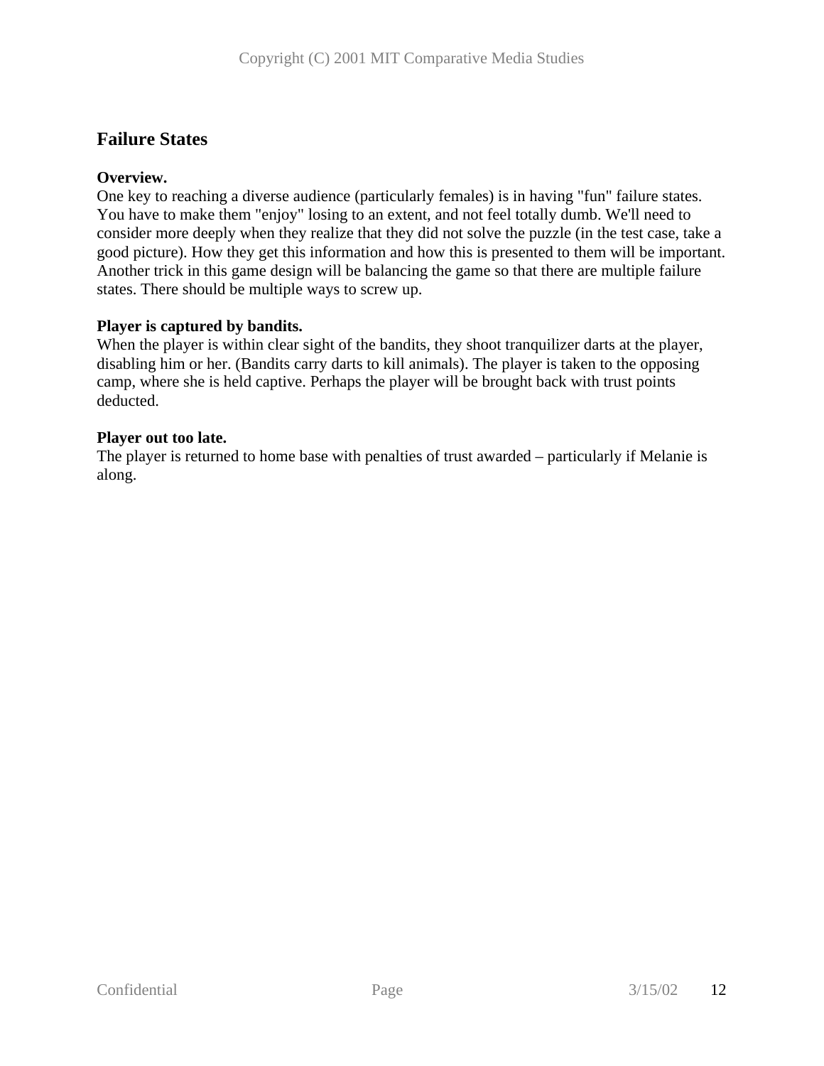## Failure States

**Overview.**
One key to reaching a diverse audience (particularly females) is in having "fun" failure states. You have to make them "enjoy" losing to an extent, and not feel totally dumb. We'll need to consider more deeply when they realize that they did not solve the puzzle (in the test case, take a good picture). How they get this information and how this is presented to them will be important. Another trick in this game design will be balancing the game so that there are multiple failure states. There should be multiple ways to screw up.

**Player is captured by bandits.**
When the player is within clear sight of the bandits, they shoot tranquilizer darts at the player, disabling him or her. (Bandits carry darts to kill animals). The player is taken to the opposing camp, where she is held captive. Perhaps the player will be brought back with trust points deducted.

**Player out too late.**
The player is returned to home base with penalties of trust awarded – particularly if Melanie is along.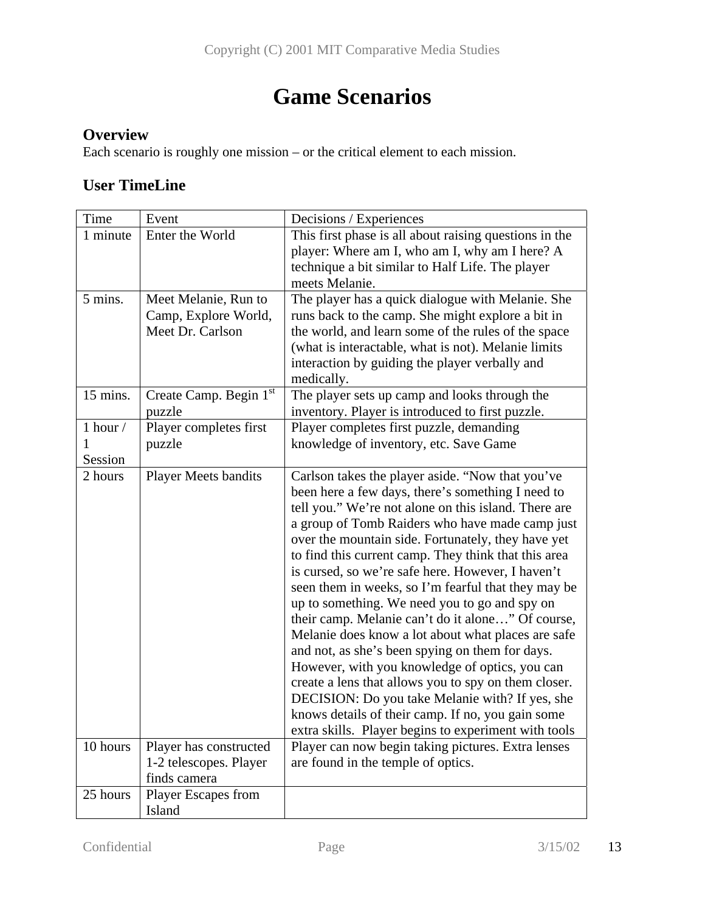# Game Scenarios

## Overview

Each scenario is roughly one mission – or the critical element to each mission.

## User TimeLine

| Time | Event | Decisions / Experiences |
|---|---|---|
| 1 minute | Enter the World | This first phase is all about raising questions in the player: Where am I, who am I, why am I here? A technique a bit similar to Half Life. The player meets Melanie. |
| 5 mins. | Meet Melanie, Run to Camp, Explore World, Meet Dr. Carlson | The player has a quick dialogue with Melanie. She runs back to the camp. She might explore a bit in the world, and learn some of the rules of the space (what is interactable, what is not). Melanie limits interaction by guiding the player verbally and medically. |
| 15 mins. | Create Camp. Begin 1st puzzle | The player sets up camp and looks through the inventory. Player is introduced to first puzzle. |
| 1 hour / 1 Session | Player completes first puzzle | Player completes first puzzle, demanding knowledge of inventory, etc. Save Game |
| 2 hours | Player Meets bandits | Carlson takes the player aside. "Now that you've been here a few days, there's something I need to tell you." We're not alone on this island. There are a group of Tomb Raiders who have made camp just over the mountain side. Fortunately, they have yet to find this current camp. They think that this area is cursed, so we're safe here. However, I haven't seen them in weeks, so I'm fearful that they may be up to something. We need you to go and spy on their camp. Melanie can't do it alone…" Of course, Melanie does know a lot about what places are safe and not, as she's been spying on them for days. However, with you knowledge of optics, you can create a lens that allows you to spy on them closer. DECISION: Do you take Melanie with? If yes, she knows details of their camp. If no, you gain some extra skills. Player begins to experiment with tools |
| 10 hours | Player has constructed 1-2 telescopes. Player finds camera | Player can now begin taking pictures. Extra lenses are found in the temple of optics. |
| 25 hours | Player Escapes from Island | |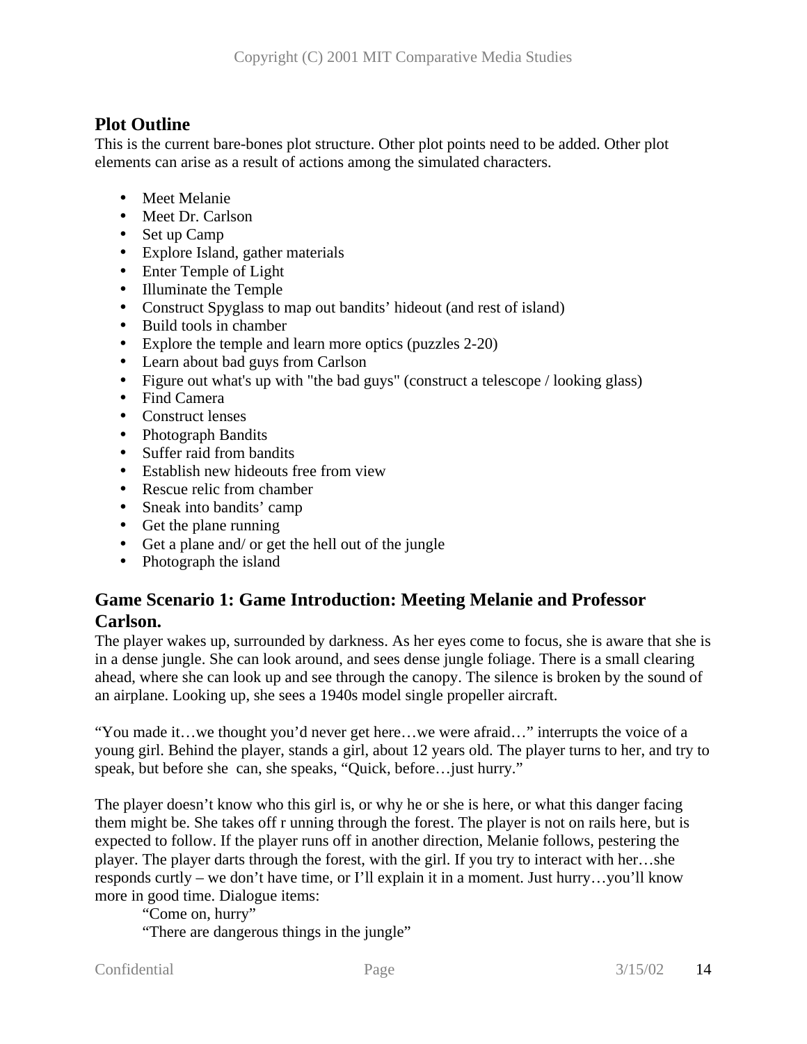## Plot Outline

This is the current bare-bones plot structure. Other plot points need to be added. Other plot elements can arise as a result of actions among the simulated characters.

- Meet Melanie
- Meet Dr. Carlson
- Set up Camp
- Explore Island, gather materials
- Enter Temple of Light
- Illuminate the Temple
- Construct Spyglass to map out bandits' hideout (and rest of island)
- Build tools in chamber
- Explore the temple and learn more optics (puzzles 2-20)
- Learn about bad guys from Carlson
- Figure out what's up with "the bad guys" (construct a telescope / looking glass)
- Find Camera
- Construct lenses
- Photograph Bandits
- Suffer raid from bandits
- Establish new hideouts free from view
- Rescue relic from chamber
- Sneak into bandits' camp
- Get the plane running
- Get a plane and/ or get the hell out of the jungle
- Photograph the island

## Game Scenario 1: Game Introduction: Meeting Melanie and Professor Carlson.

The player wakes up, surrounded by darkness. As her eyes come to focus, she is aware that she is in a dense jungle. She can look around, and sees dense jungle foliage. There is a small clearing ahead, where she can look up and see through the canopy. The silence is broken by the sound of an airplane. Looking up, she sees a 1940s model single propeller aircraft.

"You made it…we thought you'd never get here…we were afraid…" interrupts the voice of a young girl. Behind the player, stands a girl, about 12 years old. The player turns to her, and try to speak, but before she can, she speaks, "Quick, before…just hurry."

The player doesn't know who this girl is, or why he or she is here, or what this danger facing them might be. She takes off r unning through the forest. The player is not on rails here, but is expected to follow. If the player runs off in another direction, Melanie follows, pestering the player. The player darts through the forest, with the girl. If you try to interact with her…she responds curtly – we don't have time, or I'll explain it in a moment. Just hurry…you'll know more in good time. Dialogue items:

> "Come on, hurry"
> "There are dangerous things in the jungle"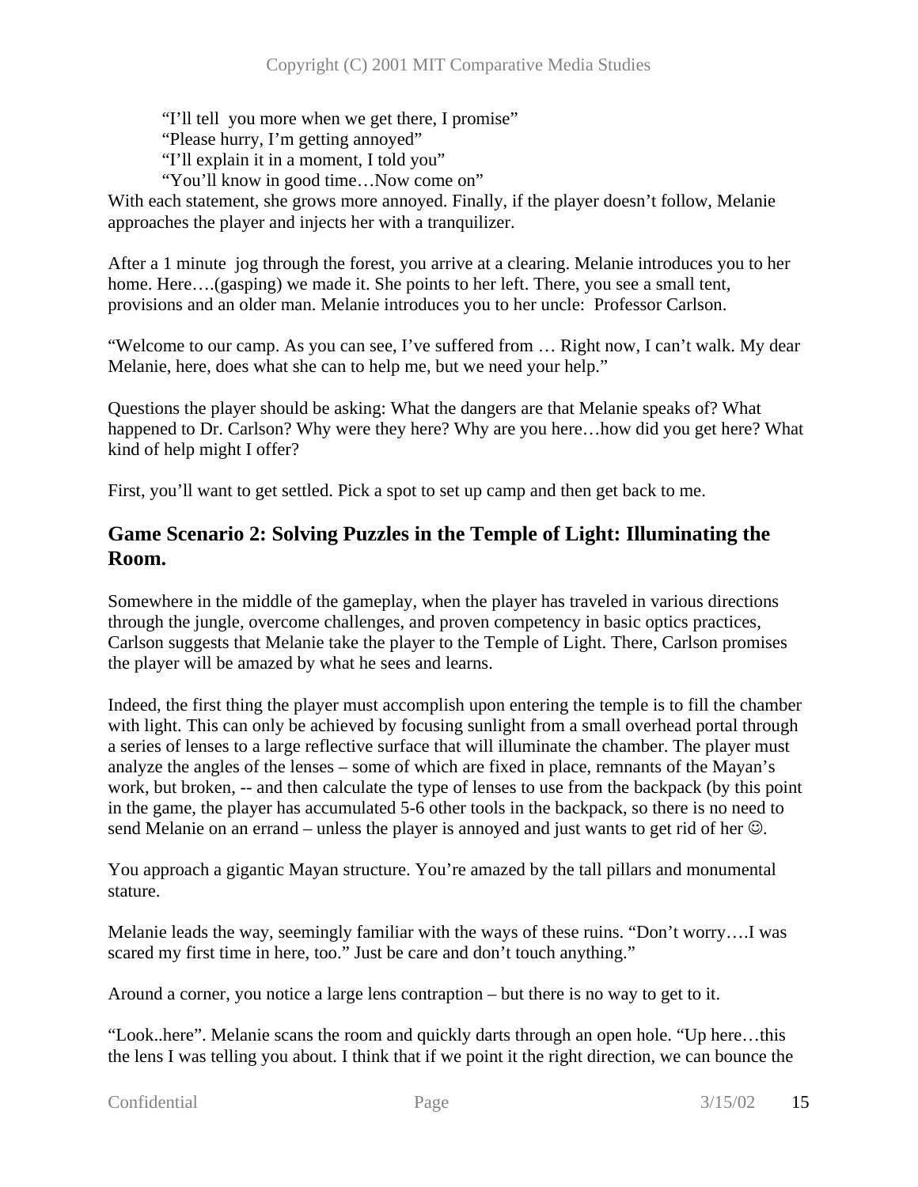"I'll tell  you more when we get there, I promise"  
"Please hurry, I'm getting annoyed"  
"I'll explain it in a moment, I told you"  
"You'll know in good time…Now come on"

With each statement, she grows more annoyed. Finally, if the player doesn't follow, Melanie approaches the player and injects her with a tranquilizer.

After a 1 minute  jog through the forest, you arrive at a clearing. Melanie introduces you to her home. Here….(gasping) we made it. She points to her left. There, you see a small tent, provisions and an older man. Melanie introduces you to her uncle:  Professor Carlson.

"Welcome to our camp. As you can see, I've suffered from … Right now, I can't walk. My dear Melanie, here, does what she can to help me, but we need your help."

Questions the player should be asking: What the dangers are that Melanie speaks of? What happened to Dr. Carlson? Why were they here? Why are you here…how did you get here? What kind of help might I offer?

First, you'll want to get settled. Pick a spot to set up camp and then get back to me.

## Game Scenario 2: Solving Puzzles in the Temple of Light: Illuminating the Room.

Somewhere in the middle of the gameplay, when the player has traveled in various directions through the jungle, overcome challenges, and proven competency in basic optics practices, Carlson suggests that Melanie take the player to the Temple of Light. There, Carlson promises the player will be amazed by what he sees and learns.

Indeed, the first thing the player must accomplish upon entering the temple is to fill the chamber with light. This can only be achieved by focusing sunlight from a small overhead portal through a series of lenses to a large reflective surface that will illuminate the chamber. The player must analyze the angles of the lenses – some of which are fixed in place, remnants of the Mayan's work, but broken, -- and then calculate the type of lenses to use from the backpack (by this point in the game, the player has accumulated 5-6 other tools in the backpack, so there is no need to send Melanie on an errand – unless the player is annoyed and just wants to get rid of her ☺.

You approach a gigantic Mayan structure. You're amazed by the tall pillars and monumental stature.

Melanie leads the way, seemingly familiar with the ways of these ruins. "Don't worry….I was scared my first time in here, too." Just be care and don't touch anything."

Around a corner, you notice a large lens contraption – but there is no way to get to it.

"Look..here". Melanie scans the room and quickly darts through an open hole. "Up here…this the lens I was telling you about. I think that if we point it the right direction, we can bounce the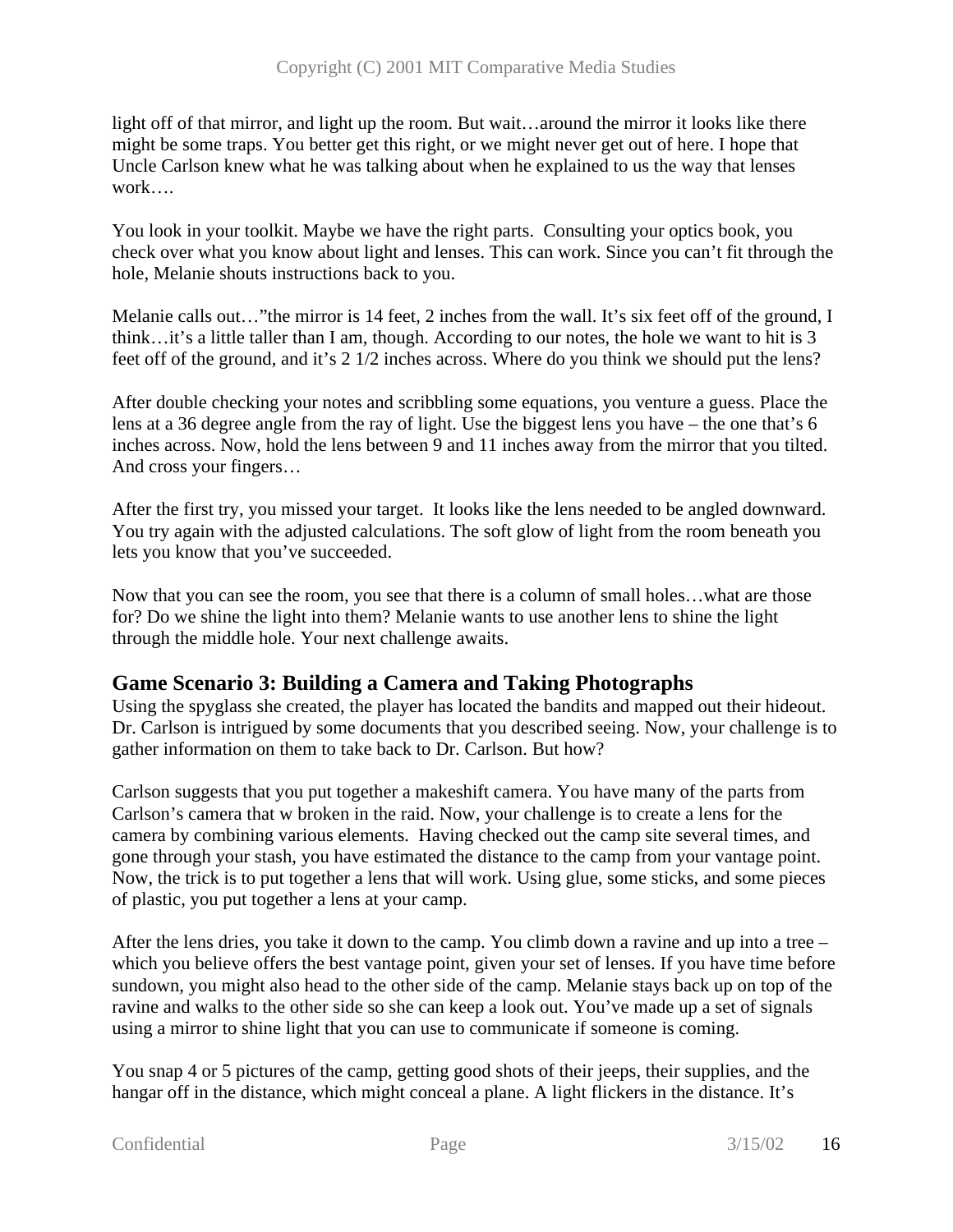light off of that mirror, and light up the room. But wait…around the mirror it looks like there might be some traps. You better get this right, or we might never get out of here. I hope that Uncle Carlson knew what he was talking about when he explained to us the way that lenses work….

You look in your toolkit. Maybe we have the right parts. Consulting your optics book, you check over what you know about light and lenses. This can work. Since you can't fit through the hole, Melanie shouts instructions back to you.

Melanie calls out…"the mirror is 14 feet, 2 inches from the wall. It's six feet off of the ground, I think…it's a little taller than I am, though. According to our notes, the hole we want to hit is 3 feet off of the ground, and it's 2 1/2 inches across. Where do you think we should put the lens?

After double checking your notes and scribbling some equations, you venture a guess. Place the lens at a 36 degree angle from the ray of light. Use the biggest lens you have – the one that's 6 inches across. Now, hold the lens between 9 and 11 inches away from the mirror that you tilted. And cross your fingers…

After the first try, you missed your target. It looks like the lens needed to be angled downward. You try again with the adjusted calculations. The soft glow of light from the room beneath you lets you know that you've succeeded.

Now that you can see the room, you see that there is a column of small holes…what are those for? Do we shine the light into them? Melanie wants to use another lens to shine the light through the middle hole. Your next challenge awaits.

## Game Scenario 3: Building a Camera and Taking Photographs

Using the spyglass she created, the player has located the bandits and mapped out their hideout. Dr. Carlson is intrigued by some documents that you described seeing. Now, your challenge is to gather information on them to take back to Dr. Carlson. But how?

Carlson suggests that you put together a makeshift camera. You have many of the parts from Carlson's camera that w broken in the raid. Now, your challenge is to create a lens for the camera by combining various elements. Having checked out the camp site several times, and gone through your stash, you have estimated the distance to the camp from your vantage point. Now, the trick is to put together a lens that will work. Using glue, some sticks, and some pieces of plastic, you put together a lens at your camp.

After the lens dries, you take it down to the camp. You climb down a ravine and up into a tree – which you believe offers the best vantage point, given your set of lenses. If you have time before sundown, you might also head to the other side of the camp. Melanie stays back up on top of the ravine and walks to the other side so she can keep a look out. You've made up a set of signals using a mirror to shine light that you can use to communicate if someone is coming.

You snap 4 or 5 pictures of the camp, getting good shots of their jeeps, their supplies, and the hangar off in the distance, which might conceal a plane. A light flickers in the distance. It's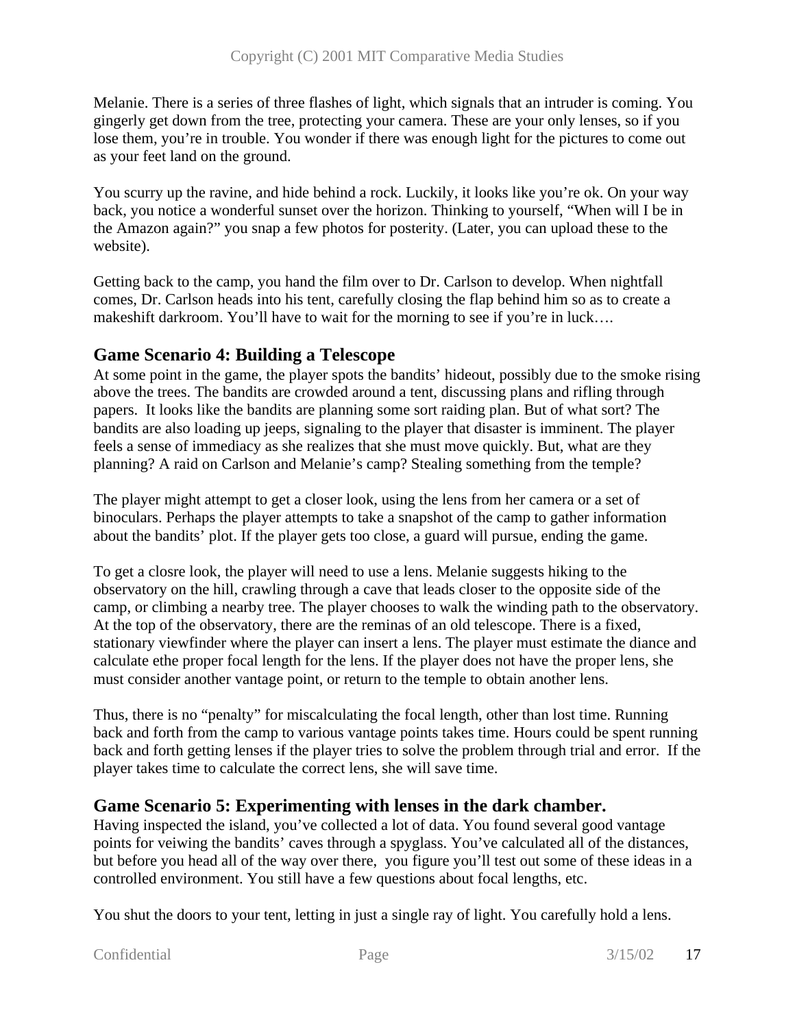Melanie. There is a series of three flashes of light, which signals that an intruder is coming. You gingerly get down from the tree, protecting your camera. These are your only lenses, so if you lose them, you're in trouble. You wonder if there was enough light for the pictures to come out as your feet land on the ground.

You scurry up the ravine, and hide behind a rock. Luckily, it looks like you're ok. On your way back, you notice a wonderful sunset over the horizon. Thinking to yourself, "When will I be in the Amazon again?" you snap a few photos for posterity. (Later, you can upload these to the website).

Getting back to the camp, you hand the film over to Dr. Carlson to develop. When nightfall comes, Dr. Carlson heads into his tent, carefully closing the flap behind him so as to create a makeshift darkroom. You'll have to wait for the morning to see if you're in luck….

## Game Scenario 4: Building a Telescope

At some point in the game, the player spots the bandits' hideout, possibly due to the smoke rising above the trees. The bandits are crowded around a tent, discussing plans and rifling through papers. It looks like the bandits are planning some sort raiding plan. But of what sort? The bandits are also loading up jeeps, signaling to the player that disaster is imminent. The player feels a sense of immediacy as she realizes that she must move quickly. But, what are they planning? A raid on Carlson and Melanie's camp? Stealing something from the temple?

The player might attempt to get a closer look, using the lens from her camera or a set of binoculars. Perhaps the player attempts to take a snapshot of the camp to gather information about the bandits' plot. If the player gets too close, a guard will pursue, ending the game.

To get a closre look, the player will need to use a lens. Melanie suggests hiking to the observatory on the hill, crawling through a cave that leads closer to the opposite side of the camp, or climbing a nearby tree. The player chooses to walk the winding path to the observatory. At the top of the observatory, there are the reminas of an old telescope. There is a fixed, stationary viewfinder where the player can insert a lens. The player must estimate the diance and calculate ethe proper focal length for the lens. If the player does not have the proper lens, she must consider another vantage point, or return to the temple to obtain another lens.

Thus, there is no "penalty" for miscalculating the focal length, other than lost time. Running back and forth from the camp to various vantage points takes time. Hours could be spent running back and forth getting lenses if the player tries to solve the problem through trial and error. If the player takes time to calculate the correct lens, she will save time.

## Game Scenario 5: Experimenting with lenses in the dark chamber.

Having inspected the island, you've collected a lot of data. You found several good vantage points for veiwing the bandits' caves through a spyglass. You've calculated all of the distances, but before you head all of the way over there, you figure you'll test out some of these ideas in a controlled environment. You still have a few questions about focal lengths, etc.

You shut the doors to your tent, letting in just a single ray of light. You carefully hold a lens.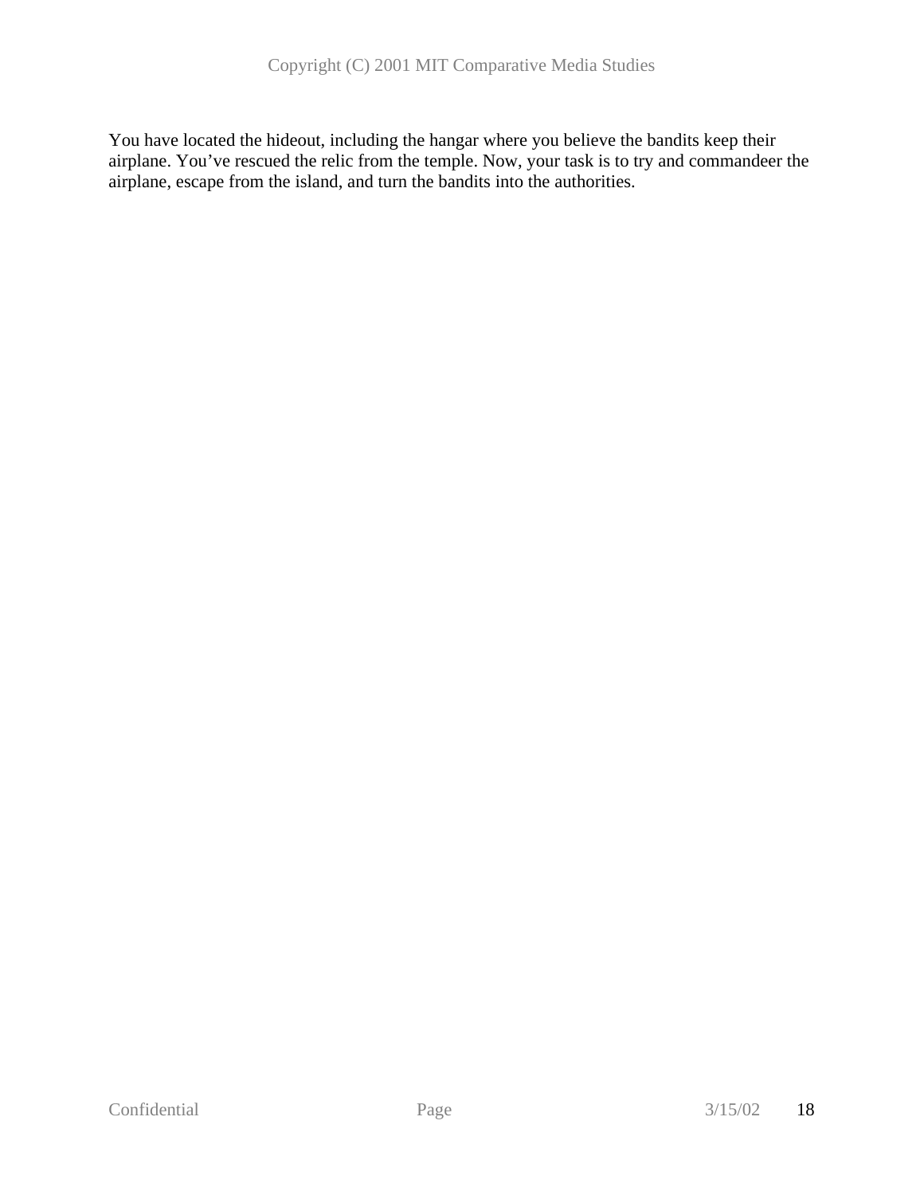You have located the hideout, including the hangar where you believe the bandits keep their airplane. You've rescued the relic from the temple. Now, your task is to try and commandeer the airplane, escape from the island, and turn the bandits into the authorities.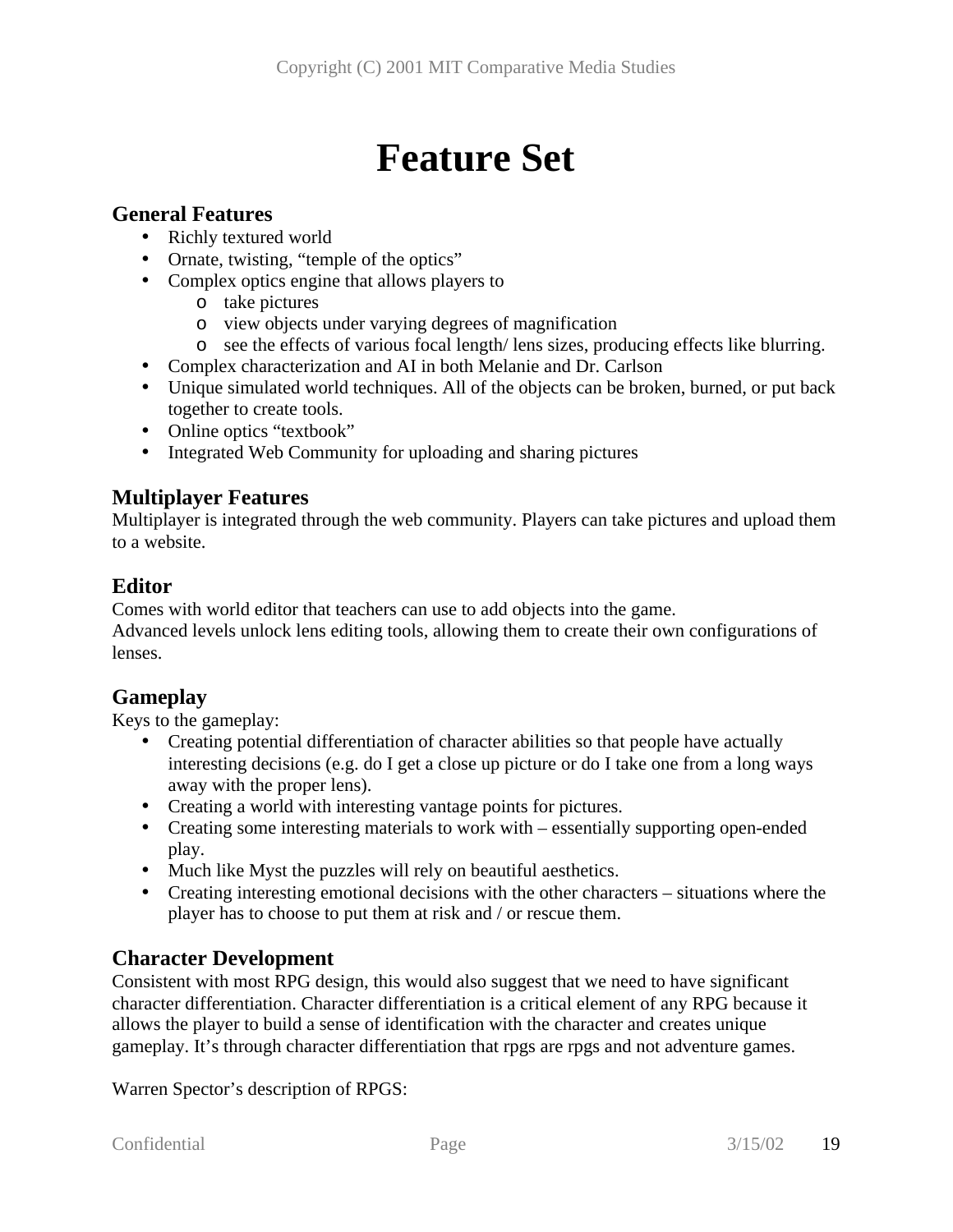# Feature Set

## General Features

- Richly textured world
- Ornate, twisting, "temple of the optics"
- Complex optics engine that allows players to
  - take pictures
  - view objects under varying degrees of magnification
  - see the effects of various focal length/ lens sizes, producing effects like blurring.
- Complex characterization and AI in both Melanie and Dr. Carlson
- Unique simulated world techniques. All of the objects can be broken, burned, or put back together to create tools.
- Online optics "textbook"
- Integrated Web Community for uploading and sharing pictures

## Multiplayer Features

Multiplayer is integrated through the web community. Players can take pictures and upload them to a website.

## Editor

Comes with world editor that teachers can use to add objects into the game.
Advanced levels unlock lens editing tools, allowing them to create their own configurations of lenses.

## Gameplay

Keys to the gameplay:

- Creating potential differentiation of character abilities so that people have actually interesting decisions (e.g. do I get a close up picture or do I take one from a long ways away with the proper lens).
- Creating a world with interesting vantage points for pictures.
- Creating some interesting materials to work with – essentially supporting open-ended play.
- Much like Myst the puzzles will rely on beautiful aesthetics.
- Creating interesting emotional decisions with the other characters – situations where the player has to choose to put them at risk and / or rescue them.

## Character Development

Consistent with most RPG design, this would also suggest that we need to have significant character differentiation. Character differentiation is a critical element of any RPG because it allows the player to build a sense of identification with the character and creates unique gameplay. It's through character differentiation that rpgs are rpgs and not adventure games.

Warren Spector's description of RPGS: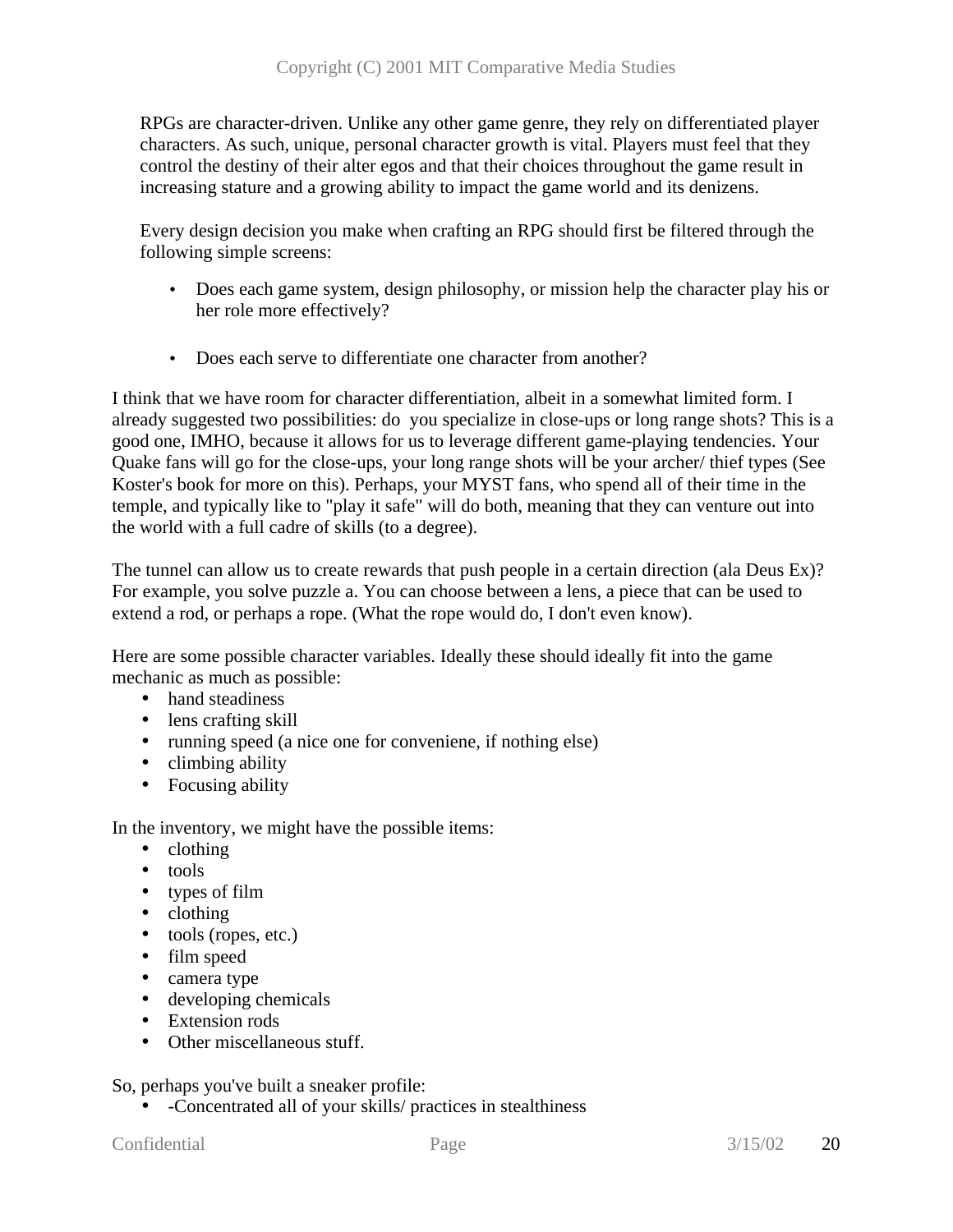RPGs are character-driven. Unlike any other game genre, they rely on differentiated player characters. As such, unique, personal character growth is vital. Players must feel that they control the destiny of their alter egos and that their choices throughout the game result in increasing stature and a growing ability to impact the game world and its denizens.

Every design decision you make when crafting an RPG should first be filtered through the following simple screens:

- Does each game system, design philosophy, or mission help the character play his or her role more effectively?

- Does each serve to differentiate one character from another?

I think that we have room for character differentiation, albeit in a somewhat limited form. I already suggested two possibilities: do you specialize in close-ups or long range shots? This is a good one, IMHO, because it allows for us to leverage different game-playing tendencies. Your Quake fans will go for the close-ups, your long range shots will be your archer/ thief types (See Koster's book for more on this). Perhaps, your MYST fans, who spend all of their time in the temple, and typically like to "play it safe" will do both, meaning that they can venture out into the world with a full cadre of skills (to a degree).

The tunnel can allow us to create rewards that push people in a certain direction (ala Deus Ex)? For example, you solve puzzle a. You can choose between a lens, a piece that can be used to extend a rod, or perhaps a rope. (What the rope would do, I don't even know).

Here are some possible character variables. Ideally these should ideally fit into the game mechanic as much as possible:

- hand steadiness
- lens crafting skill
- running speed (a nice one for conveniene, if nothing else)
- climbing ability
- Focusing ability

In the inventory, we might have the possible items:

- clothing
- tools
- types of film
- clothing
- tools (ropes, etc.)
- film speed
- camera type
- developing chemicals
- Extension rods
- Other miscellaneous stuff.

So, perhaps you've built a sneaker profile:

- -Concentrated all of your skills/ practices in stealthiness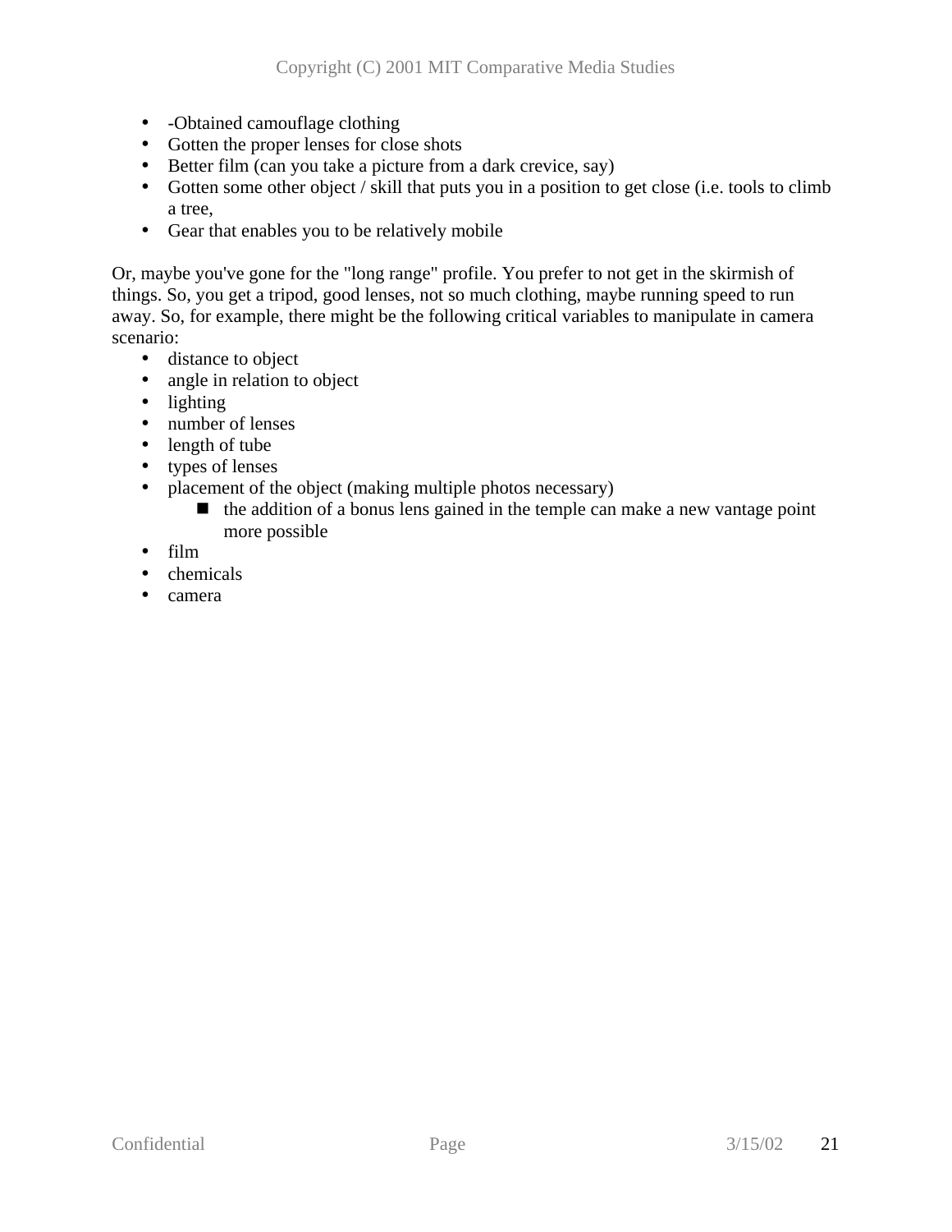- -Obtained camouflage clothing
- Gotten the proper lenses for close shots
- Better film (can you take a picture from a dark crevice, say)
- Gotten some other object / skill that puts you in a position to get close (i.e. tools to climb a tree,
- Gear that enables you to be relatively mobile

Or, maybe you've gone for the "long range" profile. You prefer to not get in the skirmish of things. So, you get a tripod, good lenses, not so much clothing, maybe running speed to run away. So, for example, there might be the following critical variables to manipulate in camera scenario:

- distance to object
- angle in relation to object
- lighting
- number of lenses
- length of tube
- types of lenses
- placement of the object (making multiple photos necessary)
    - the addition of a bonus lens gained in the temple can make a new vantage point more possible
- film
- chemicals
- camera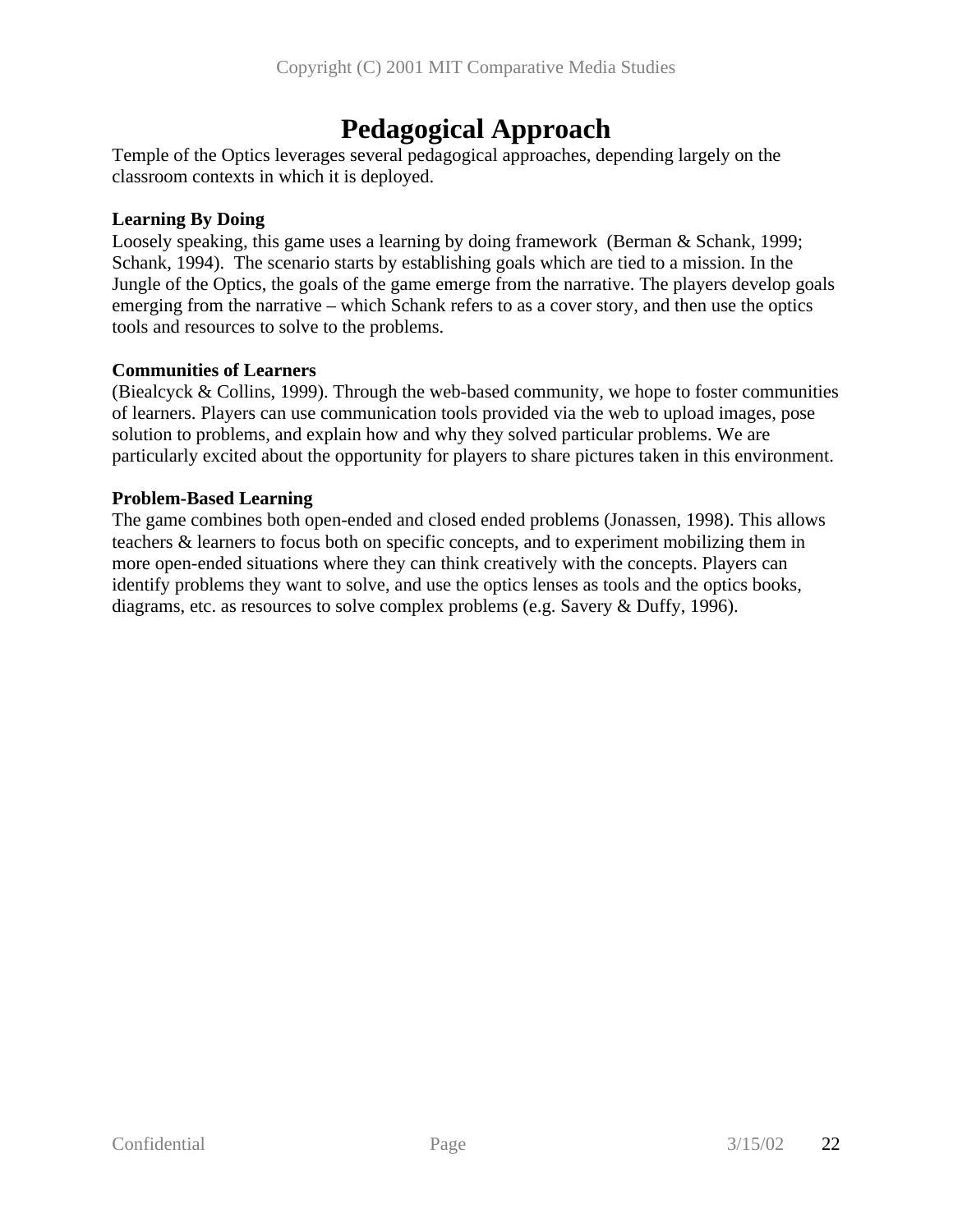# Pedagogical Approach

Temple of the Optics leverages several pedagogical approaches, depending largely on the classroom contexts in which it is deployed.

**Learning By Doing**

Loosely speaking, this game uses a learning by doing framework (Berman & Schank, 1999; Schank, 1994). The scenario starts by establishing goals which are tied to a mission. In the Jungle of the Optics, the goals of the game emerge from the narrative. The players develop goals emerging from the narrative – which Schank refers to as a cover story, and then use the optics tools and resources to solve to the problems.

**Communities of Learners**

(Biealcyck & Collins, 1999). Through the web-based community, we hope to foster communities of learners. Players can use communication tools provided via the web to upload images, pose solution to problems, and explain how and why they solved particular problems. We are particularly excited about the opportunity for players to share pictures taken in this environment.

**Problem-Based Learning**

The game combines both open-ended and closed ended problems (Jonassen, 1998). This allows teachers & learners to focus both on specific concepts, and to experiment mobilizing them in more open-ended situations where they can think creatively with the concepts. Players can identify problems they want to solve, and use the optics lenses as tools and the optics books, diagrams, etc. as resources to solve complex problems (e.g. Savery & Duffy, 1996).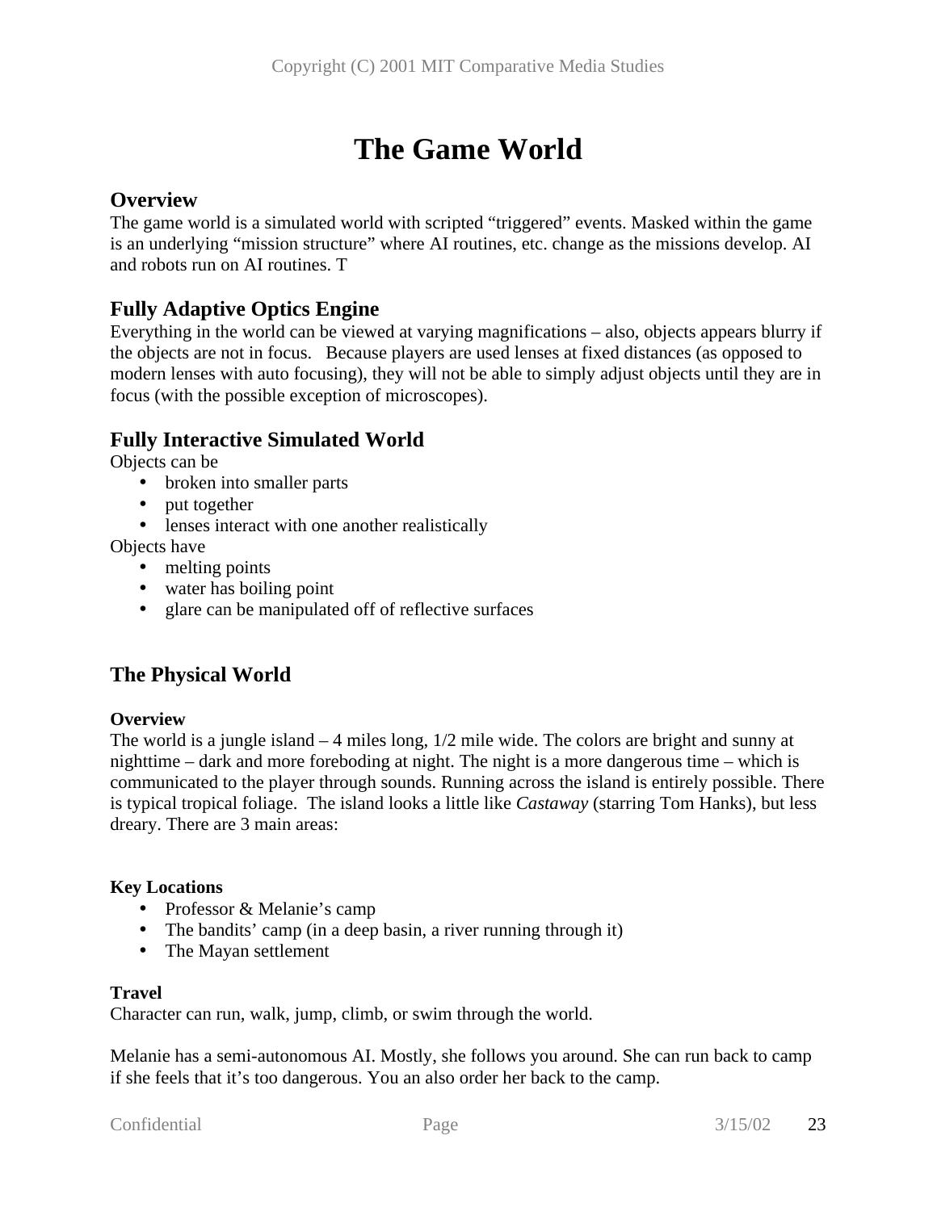# The Game World

## Overview

The game world is a simulated world with scripted "triggered" events. Masked within the game is an underlying "mission structure" where AI routines, etc. change as the missions develop. AI and robots run on AI routines. T

## Fully Adaptive Optics Engine

Everything in the world can be viewed at varying magnifications – also, objects appears blurry if the objects are not in focus. Because players are used lenses at fixed distances (as opposed to modern lenses with auto focusing), they will not be able to simply adjust objects until they are in focus (with the possible exception of microscopes).

## Fully Interactive Simulated World

Objects can be

- broken into smaller parts
- put together
- lenses interact with one another realistically

Objects have

- melting points
- water has boiling point
- glare can be manipulated off of reflective surfaces

## The Physical World

### Overview

The world is a jungle island – 4 miles long, 1/2 mile wide. The colors are bright and sunny at nighttime – dark and more foreboding at night. The night is a more dangerous time – which is communicated to the player through sounds. Running across the island is entirely possible. There is typical tropical foliage. The island looks a little like *Castaway* (starring Tom Hanks), but less dreary. There are 3 main areas:

### Key Locations

- Professor & Melanie's camp
- The bandits' camp (in a deep basin, a river running through it)
- The Mayan settlement

### Travel

Character can run, walk, jump, climb, or swim through the world.

Melanie has a semi-autonomous AI. Mostly, she follows you around. She can run back to camp if she feels that it's too dangerous. You an also order her back to the camp.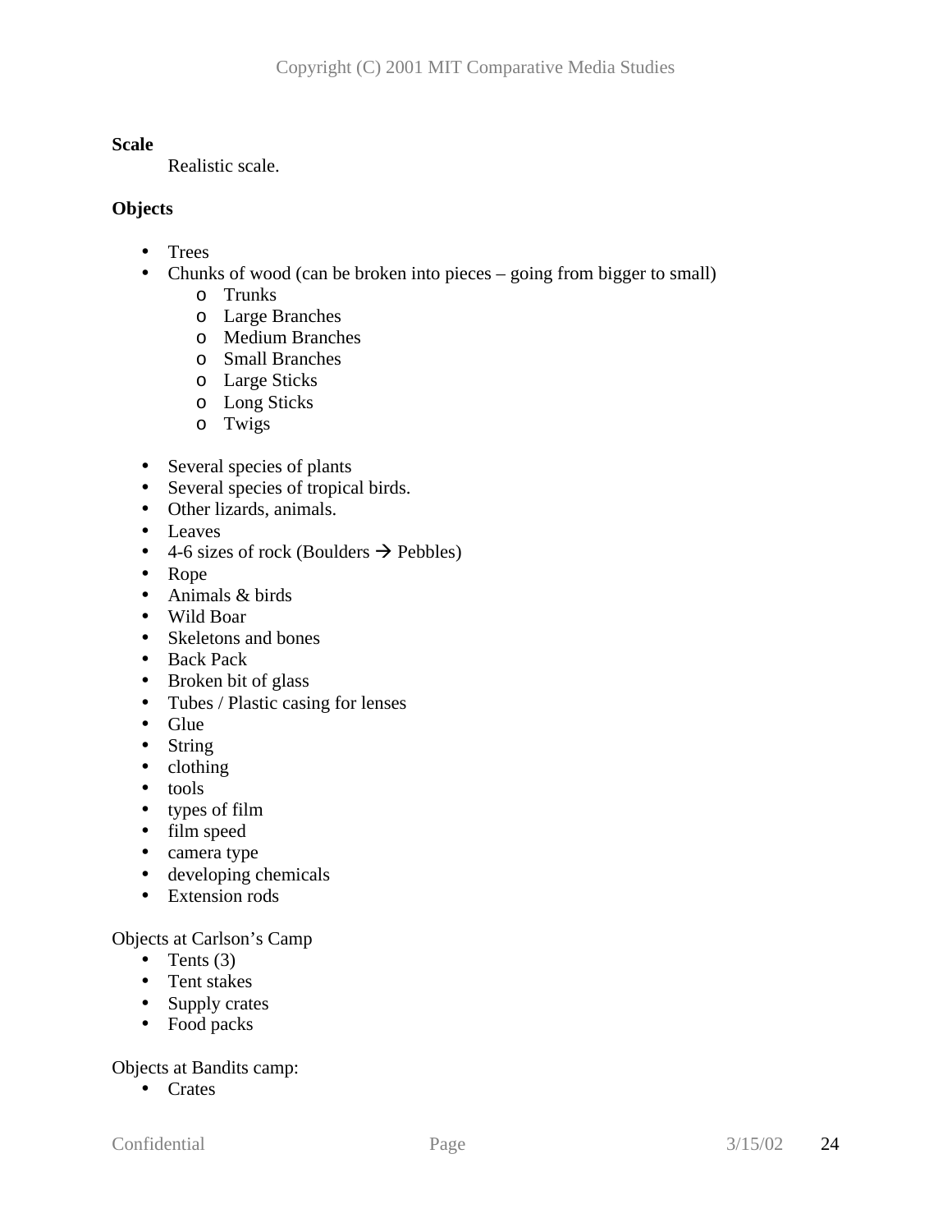**Scale**

Realistic scale.

**Objects**

- Trees
- Chunks of wood (can be broken into pieces – going from bigger to small)
    - Trunks
    - Large Branches
    - Medium Branches
    - Small Branches
    - Large Sticks
    - Long Sticks
    - Twigs

- Several species of plants
- Several species of tropical birds.
- Other lizards, animals.
- Leaves
- 4-6 sizes of rock (Boulders → Pebbles)
- Rope
- Animals & birds
- Wild Boar
- Skeletons and bones
- Back Pack
- Broken bit of glass
- Tubes / Plastic casing for lenses
- Glue
- String
- clothing
- tools
- types of film
- film speed
- camera type
- developing chemicals
- Extension rods

Objects at Carlson's Camp

- Tents (3)
- Tent stakes
- Supply crates
- Food packs

Objects at Bandits camp:

- Crates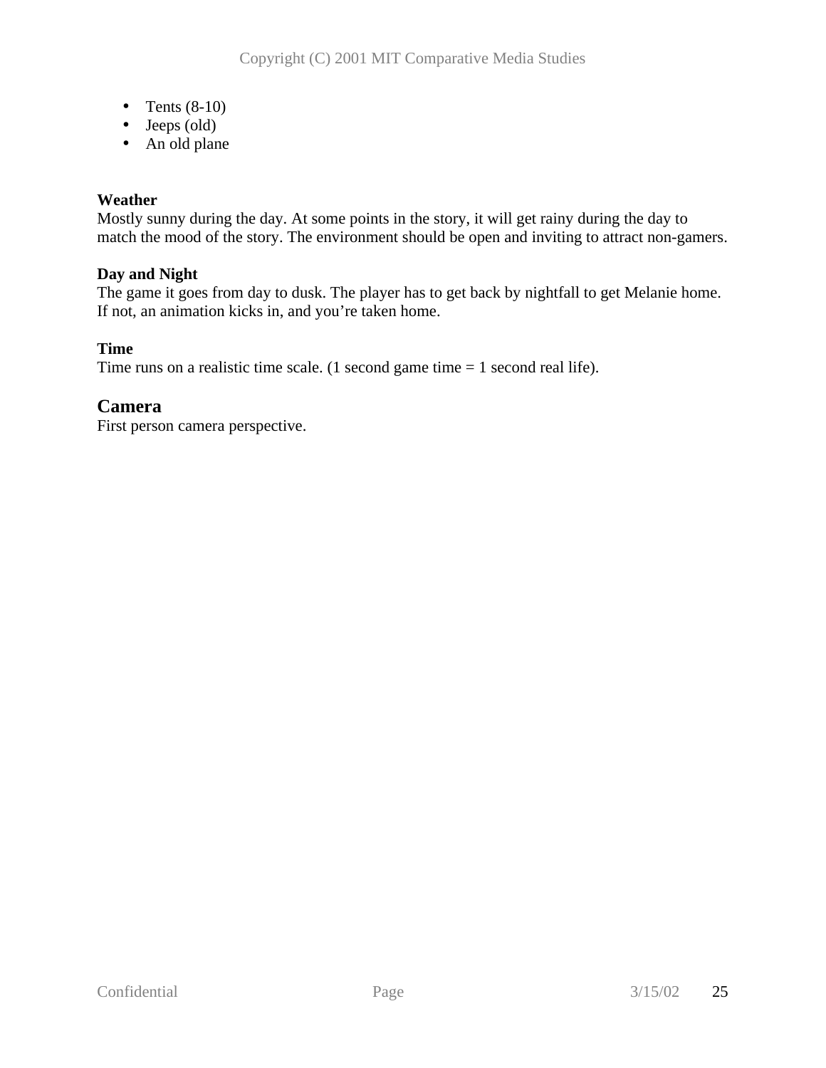- Tents (8-10)
- Jeeps (old)
- An old plane

**Weather**
Mostly sunny during the day. At some points in the story, it will get rainy during the day to match the mood of the story. The environment should be open and inviting to attract non-gamers.

**Day and Night**
The game it goes from day to dusk. The player has to get back by nightfall to get Melanie home. If not, an animation kicks in, and you're taken home.

**Time**
Time runs on a realistic time scale. (1 second game time = 1 second real life).

## Camera

First person camera perspective.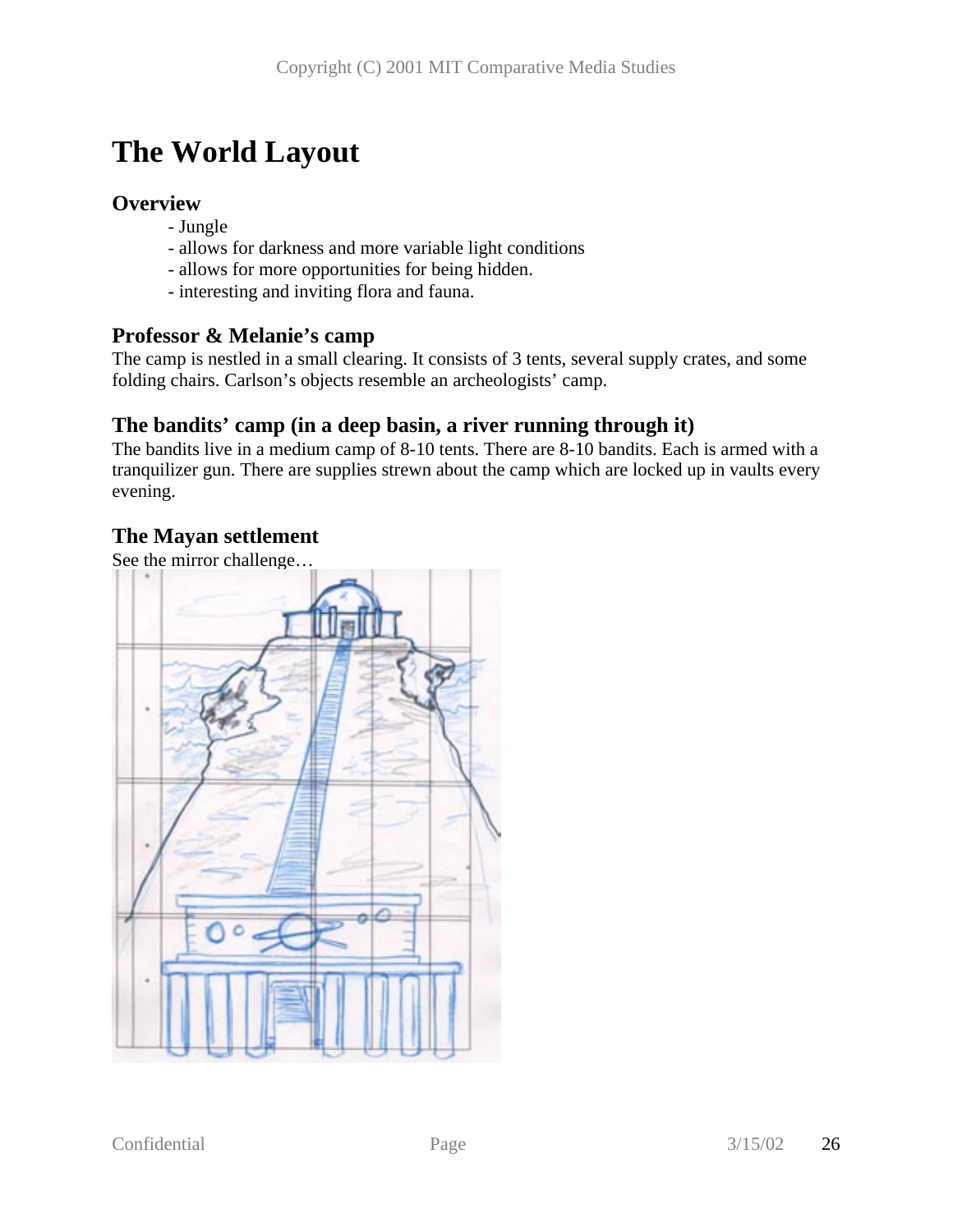# The World Layout

### Overview

- Jungle
- allows for darkness and more variable light conditions
- allows for more opportunities for being hidden.
- interesting and inviting flora and fauna.

### Professor & Melanie's camp

The camp is nestled in a small clearing. It consists of 3 tents, several supply crates, and some folding chairs. Carlson's objects resemble an archeologists' camp.

### The bandits' camp (in a deep basin, a river running through it)

The bandits live in a medium camp of 8-10 tents. There are 8-10 bandits. Each is armed with a tranquilizer gun. There are supplies strewn about the camp which are locked up in vaults every evening.

### The Mayan settlement

See the mirror challenge…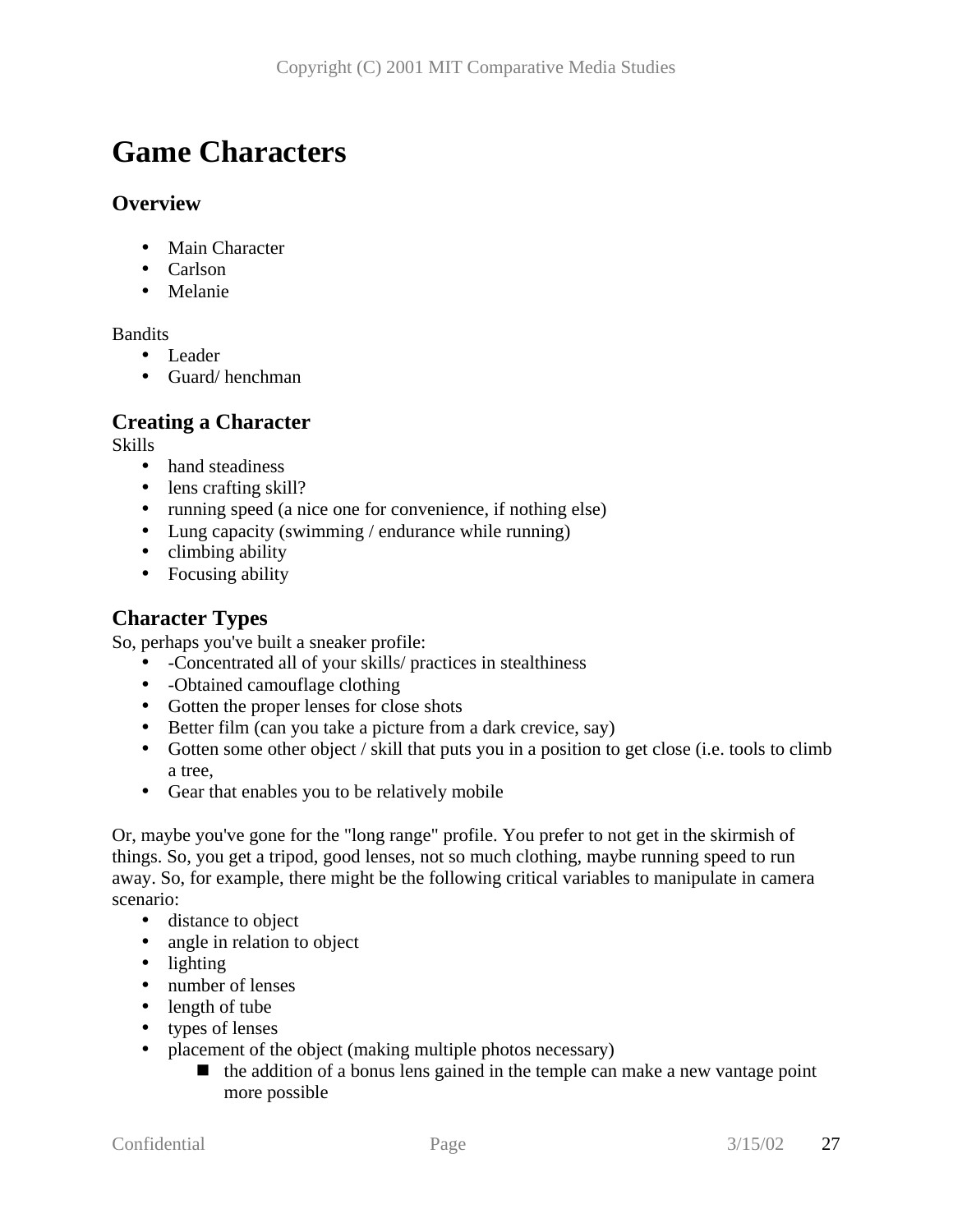# Game Characters

## Overview

- Main Character
- Carlson
- Melanie

Bandits

- Leader
- Guard/ henchman

## Creating a Character

Skills

- hand steadiness
- lens crafting skill?
- running speed (a nice one for convenience, if nothing else)
- Lung capacity (swimming / endurance while running)
- climbing ability
- Focusing ability

## Character Types

So, perhaps you've built a sneaker profile:

- -Concentrated all of your skills/ practices in stealthiness
- -Obtained camouflage clothing
- Gotten the proper lenses for close shots
- Better film (can you take a picture from a dark crevice, say)
- Gotten some other object / skill that puts you in a position to get close (i.e. tools to climb a tree,
- Gear that enables you to be relatively mobile

Or, maybe you've gone for the "long range" profile. You prefer to not get in the skirmish of things. So, you get a tripod, good lenses, not so much clothing, maybe running speed to run away. So, for example, there might be the following critical variables to manipulate in camera scenario:

- distance to object
- angle in relation to object
- lighting
- number of lenses
- length of tube
- types of lenses
- placement of the object (making multiple photos necessary)
    - the addition of a bonus lens gained in the temple can make a new vantage point more possible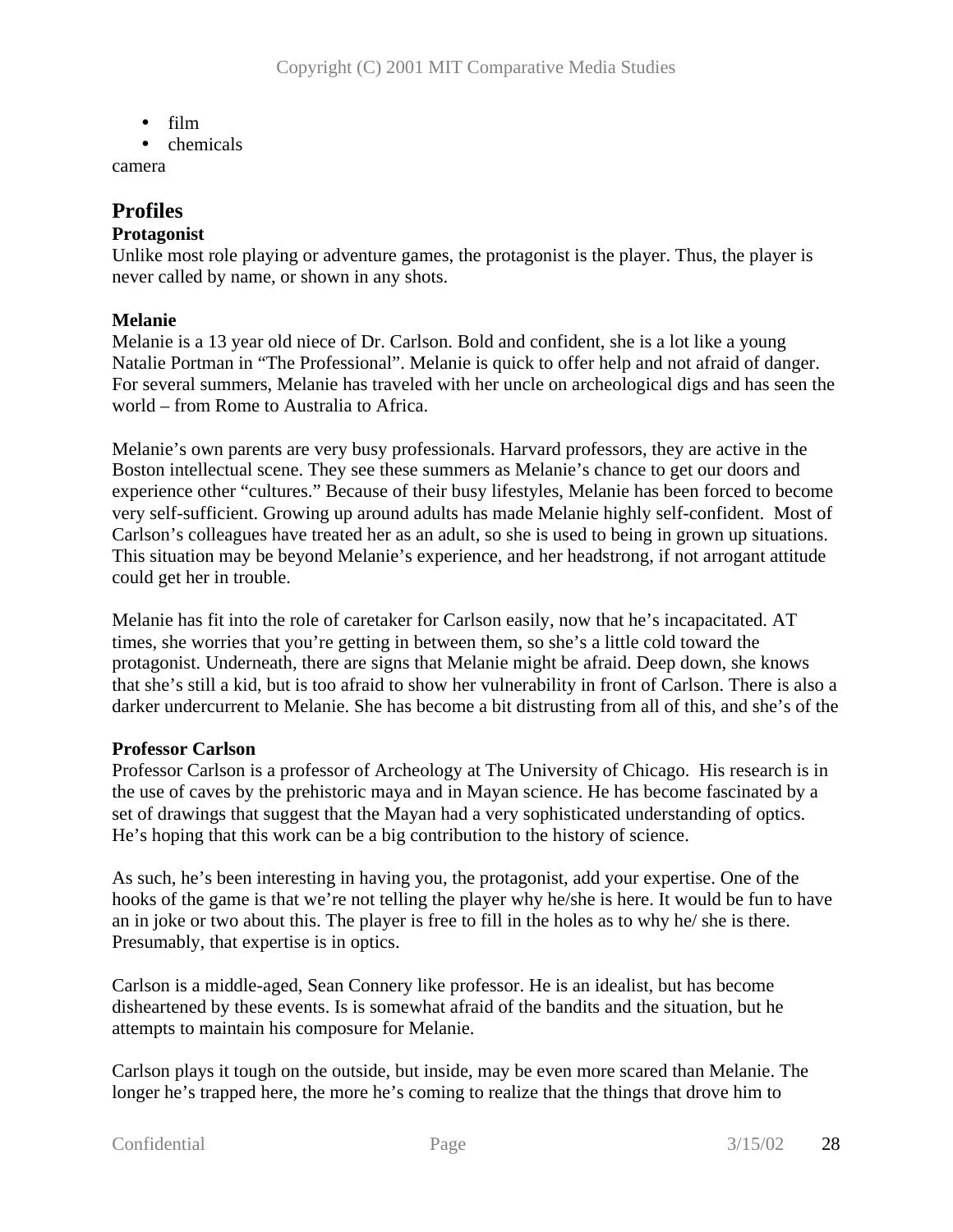- film
- chemicals

camera

## Profiles

### Protagonist

Unlike most role playing or adventure games, the protagonist is the player. Thus, the player is never called by name, or shown in any shots.

### Melanie

Melanie is a 13 year old niece of Dr. Carlson. Bold and confident, she is a lot like a young Natalie Portman in "The Professional". Melanie is quick to offer help and not afraid of danger. For several summers, Melanie has traveled with her uncle on archeological digs and has seen the world – from Rome to Australia to Africa.

Melanie's own parents are very busy professionals. Harvard professors, they are active in the Boston intellectual scene. They see these summers as Melanie's chance to get our doors and experience other "cultures." Because of their busy lifestyles, Melanie has been forced to become very self-sufficient. Growing up around adults has made Melanie highly self-confident. Most of Carlson's colleagues have treated her as an adult, so she is used to being in grown up situations. This situation may be beyond Melanie's experience, and her headstrong, if not arrogant attitude could get her in trouble.

Melanie has fit into the role of caretaker for Carlson easily, now that he's incapacitated. AT times, she worries that you're getting in between them, so she's a little cold toward the protagonist. Underneath, there are signs that Melanie might be afraid. Deep down, she knows that she's still a kid, but is too afraid to show her vulnerability in front of Carlson. There is also a darker undercurrent to Melanie. She has become a bit distrusting from all of this, and she's of the

### Professor Carlson

Professor Carlson is a professor of Archeology at The University of Chicago. His research is in the use of caves by the prehistoric maya and in Mayan science. He has become fascinated by a set of drawings that suggest that the Mayan had a very sophisticated understanding of optics. He's hoping that this work can be a big contribution to the history of science.

As such, he's been interesting in having you, the protagonist, add your expertise. One of the hooks of the game is that we're not telling the player why he/she is here. It would be fun to have an in joke or two about this. The player is free to fill in the holes as to why he/ she is there. Presumably, that expertise is in optics.

Carlson is a middle-aged, Sean Connery like professor. He is an idealist, but has become disheartened by these events. Is is somewhat afraid of the bandits and the situation, but he attempts to maintain his composure for Melanie.

Carlson plays it tough on the outside, but inside, may be even more scared than Melanie. The longer he's trapped here, the more he's coming to realize that the things that drove him to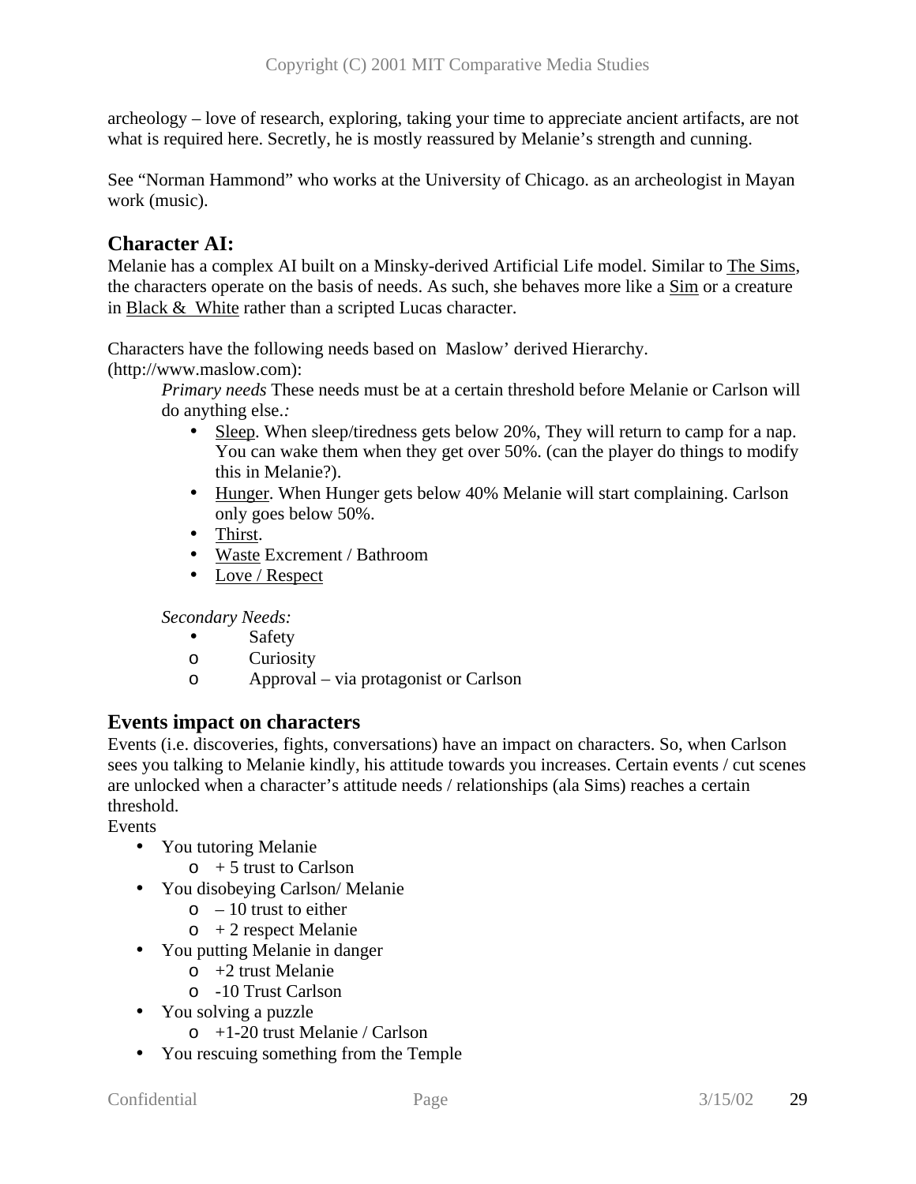archeology – love of research, exploring, taking your time to appreciate ancient artifacts, are not what is required here. Secretly, he is mostly reassured by Melanie's strength and cunning.

See "Norman Hammond" who works at the University of Chicago. as an archeologist in Mayan work (music).

## Character AI:

Melanie has a complex AI built on a Minsky-derived Artificial Life model. Similar to The Sims, the characters operate on the basis of needs. As such, she behaves more like a Sim or a creature in Black & White rather than a scripted Lucas character.

Characters have the following needs based on Maslow' derived Hierarchy. (http://www.maslow.com):

*Primary needs* These needs must be at a certain threshold before Melanie or Carlson will do anything else.*:*

- Sleep. When sleep/tiredness gets below 20%, They will return to camp for a nap. You can wake them when they get over 50%. (can the player do things to modify this in Melanie?).
- Hunger. When Hunger gets below 40% Melanie will start complaining. Carlson only goes below 50%.
- Thirst.
- Waste Excrement / Bathroom
- Love / Respect

*Secondary Needs:*

- Safety
    - Curiosity
    - Approval – via protagonist or Carlson

## Events impact on characters

Events (i.e. discoveries, fights, conversations) have an impact on characters. So, when Carlson sees you talking to Melanie kindly, his attitude towards you increases. Certain events / cut scenes are unlocked when a character's attitude needs / relationships (ala Sims) reaches a certain threshold.

Events

- You tutoring Melanie
    - + 5 trust to Carlson
- You disobeying Carlson/ Melanie
    - – 10 trust to either
    - + 2 respect Melanie
- You putting Melanie in danger
    - +2 trust Melanie
    - -10 Trust Carlson
- You solving a puzzle
    - +1-20 trust Melanie / Carlson
- You rescuing something from the Temple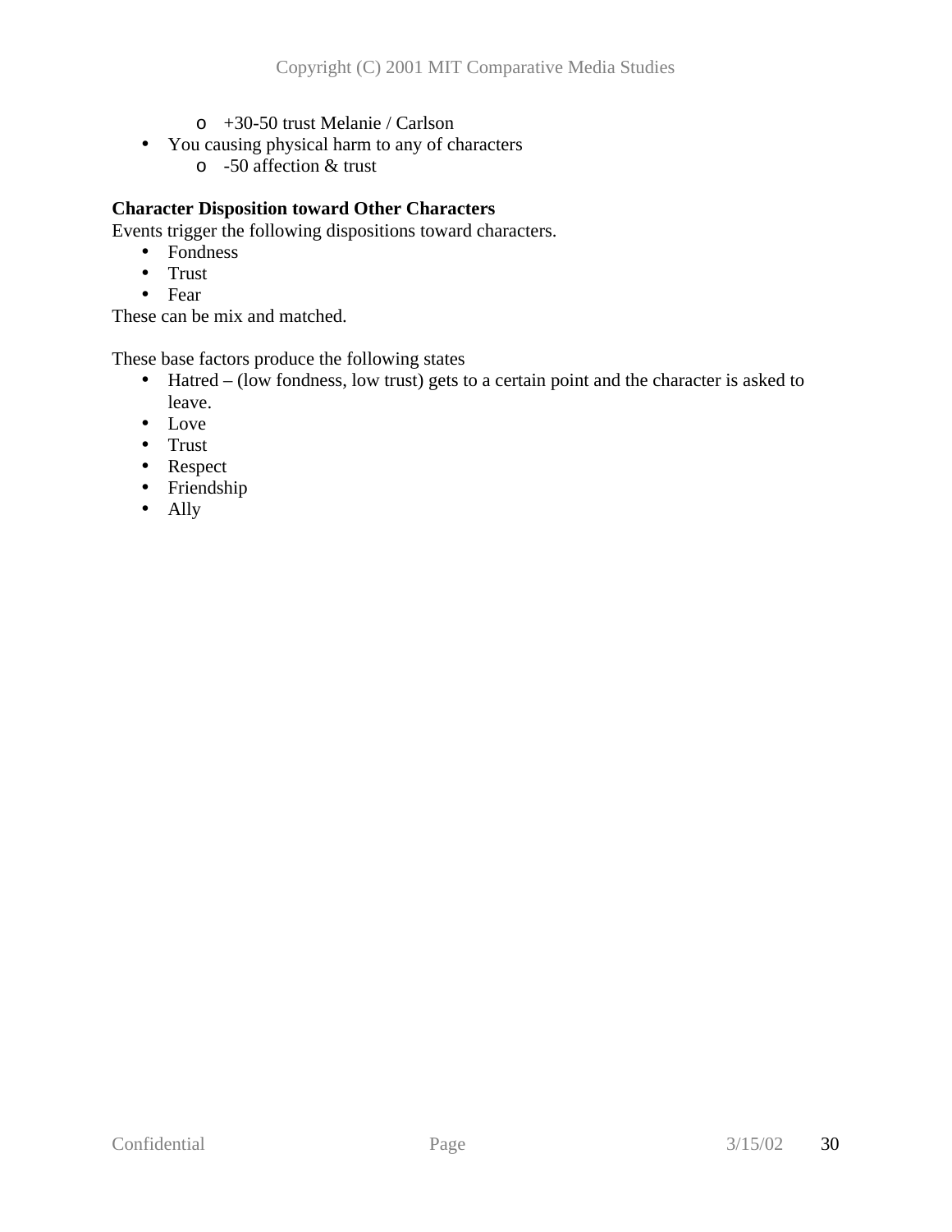- +30-50 trust Melanie / Carlson
- You causing physical harm to any of characters
    - -50 affection & trust

**Character Disposition toward Other Characters**
Events trigger the following dispositions toward characters.

- Fondness
- Trust
- Fear

These can be mix and matched.

These base factors produce the following states

- Hatred – (low fondness, low trust) gets to a certain point and the character is asked to leave.
- Love
- Trust
- Respect
- Friendship
- Ally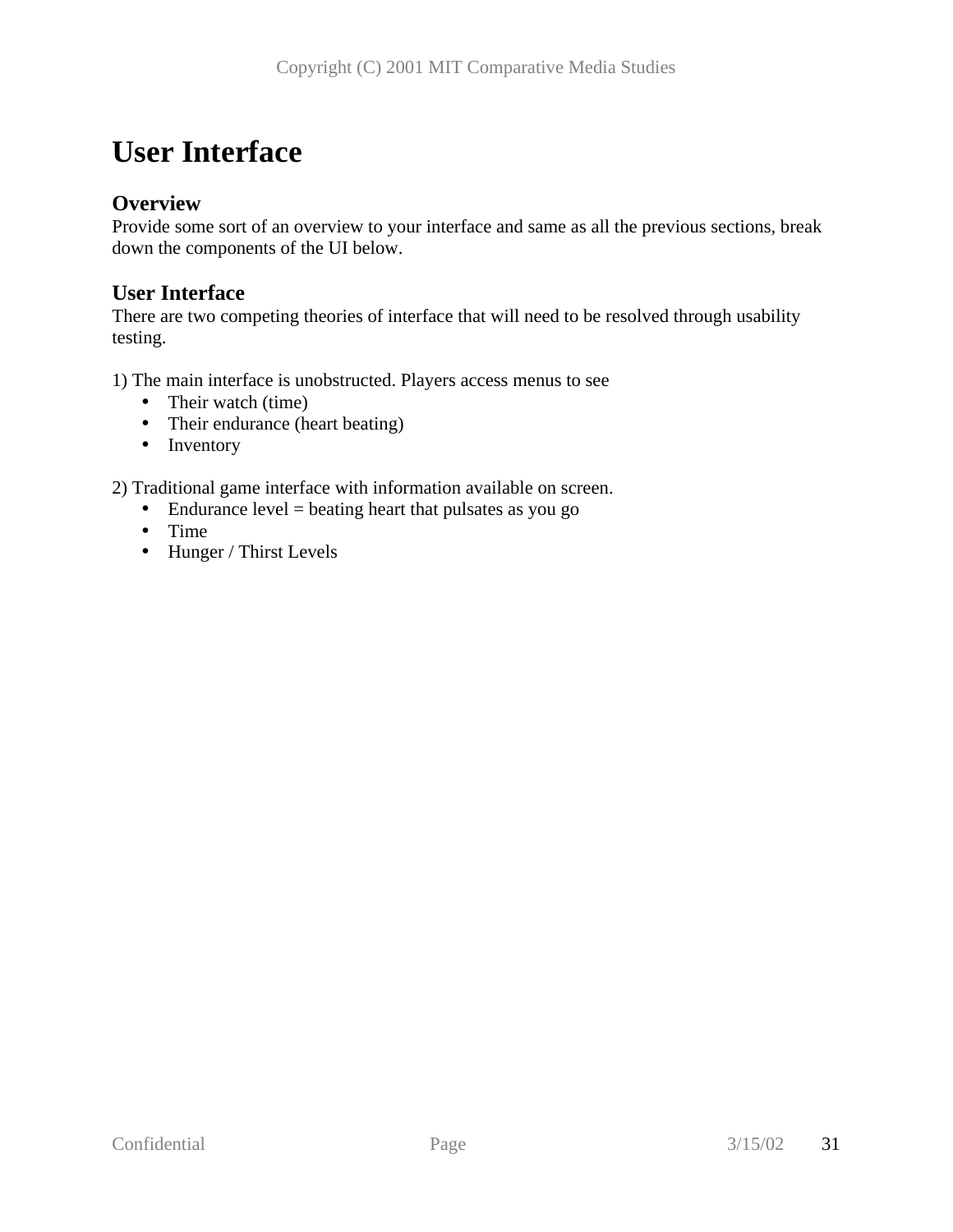# User Interface

## Overview

Provide some sort of an overview to your interface and same as all the previous sections, break down the components of the UI below.

## User Interface

There are two competing theories of interface that will need to be resolved through usability testing.

1) The main interface is unobstructed. Players access menus to see

- Their watch (time)
- Their endurance (heart beating)
- Inventory

2) Traditional game interface with information available on screen.

- Endurance level = beating heart that pulsates as you go
- Time
- Hunger / Thirst Levels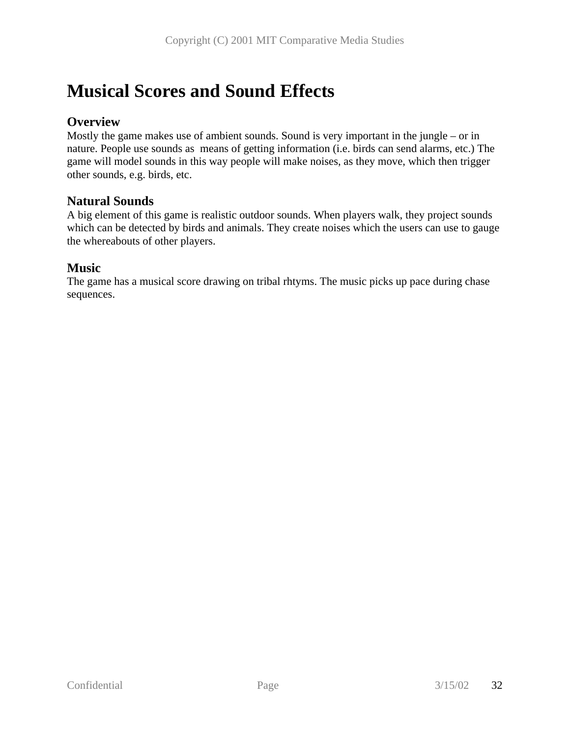# Musical Scores and Sound Effects

## Overview

Mostly the game makes use of ambient sounds. Sound is very important in the jungle – or in nature. People use sounds as  means of getting information (i.e. birds can send alarms, etc.) The game will model sounds in this way people will make noises, as they move, which then trigger other sounds, e.g. birds, etc.

## Natural Sounds

A big element of this game is realistic outdoor sounds. When players walk, they project sounds which can be detected by birds and animals. They create noises which the users can use to gauge the whereabouts of other players.

## Music

The game has a musical score drawing on tribal rhtyms. The music picks up pace during chase sequences.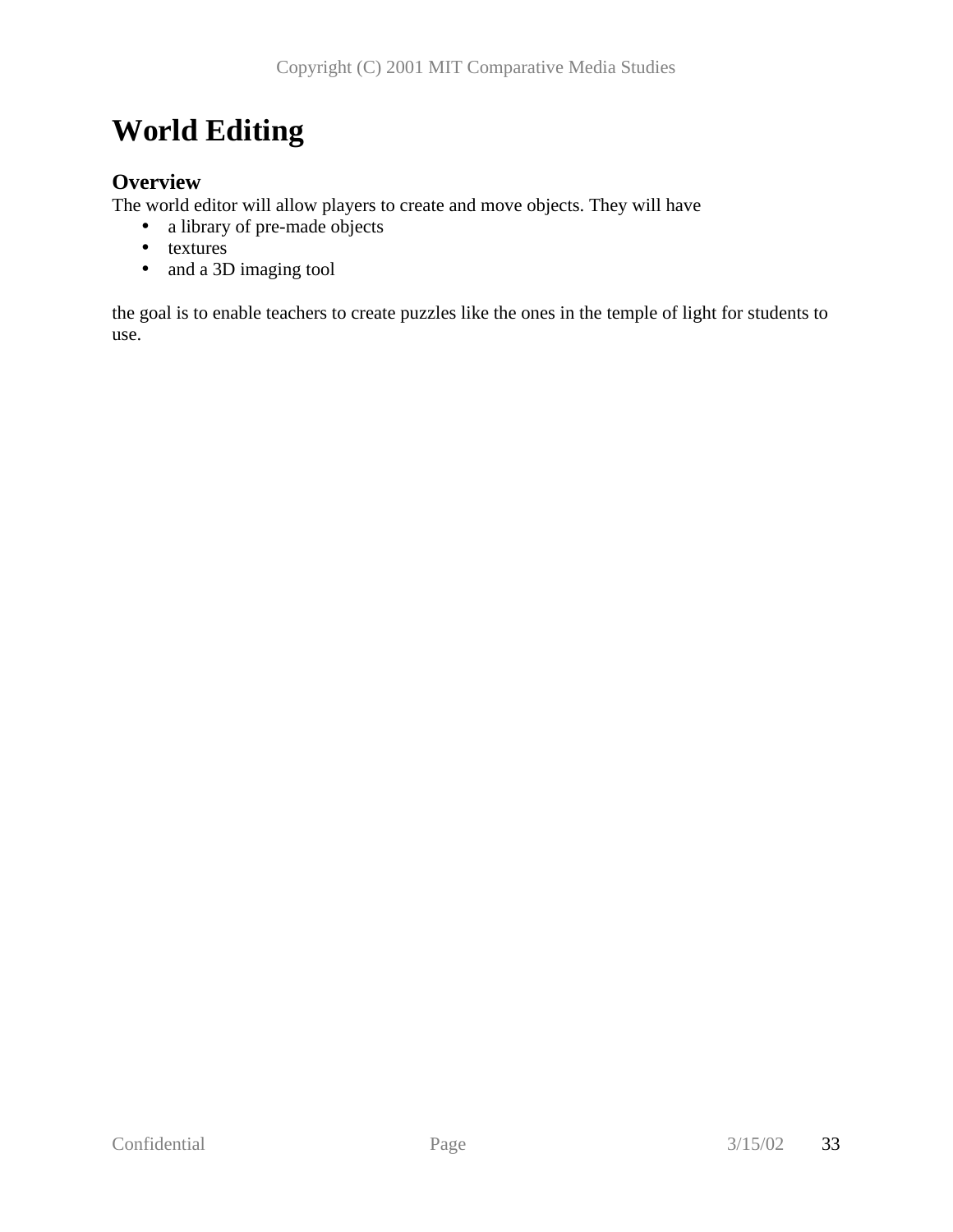# World Editing

## Overview

The world editor will allow players to create and move objects. They will have

- a library of pre-made objects
- textures
- and a 3D imaging tool

the goal is to enable teachers to create puzzles like the ones in the temple of light for students to use.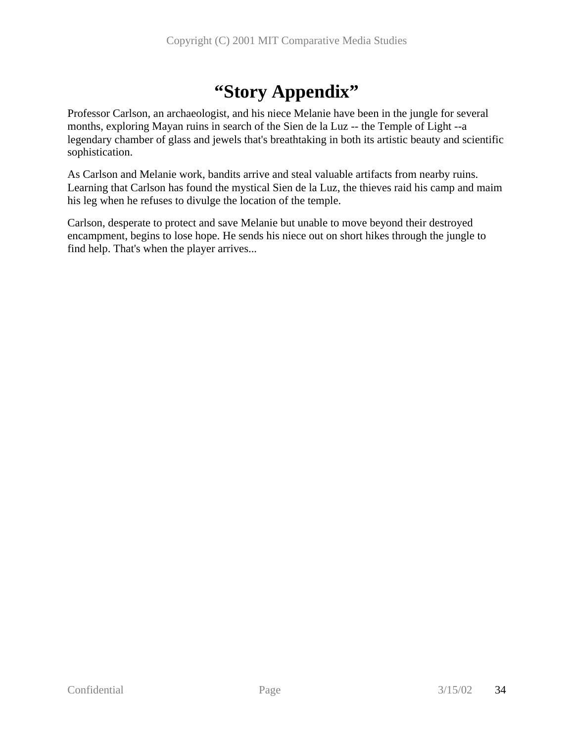# “Story Appendix”

Professor Carlson, an archaeologist, and his niece Melanie have been in the jungle for several months, exploring Mayan ruins in search of the Sien de la Luz -- the Temple of Light --a legendary chamber of glass and jewels that's breathtaking in both its artistic beauty and scientific sophistication.

As Carlson and Melanie work, bandits arrive and steal valuable artifacts from nearby ruins. Learning that Carlson has found the mystical Sien de la Luz, the thieves raid his camp and maim his leg when he refuses to divulge the location of the temple.

Carlson, desperate to protect and save Melanie but unable to move beyond their destroyed encampment, begins to lose hope. He sends his niece out on short hikes through the jungle to find help. That's when the player arrives...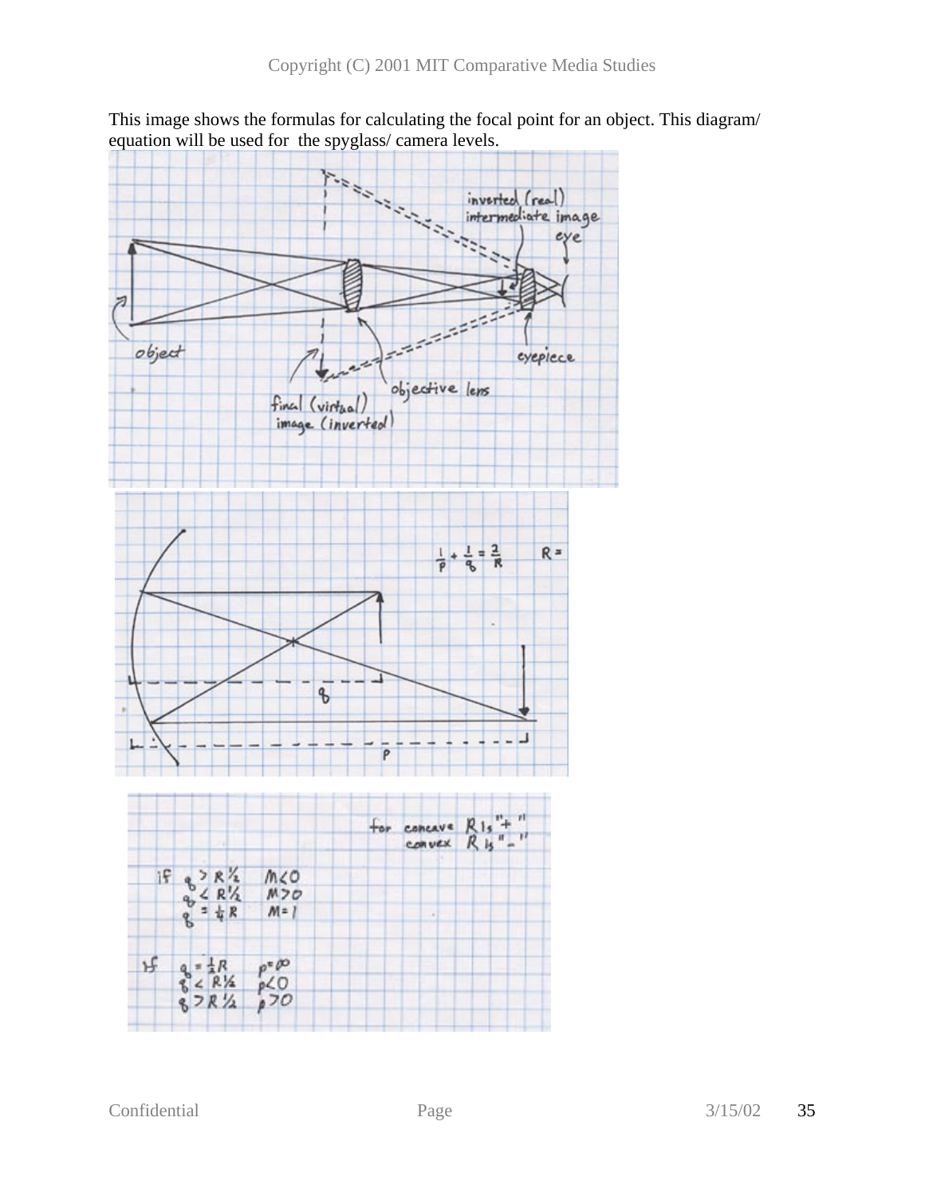This image shows the formulas for calculating the focal point for an object. This diagram/ equation will be used for the spyglass/ camera levels.

inverted (real) intermediate image

eye

object

eyepiece

objective lens

final (virtual) image (inverted)

$$\frac{1}{p} + \frac{1}{q} = \frac{2}{R} \qquad R =$$

for concave R is "+"
convex R is "-"

if $q > R\frac{1}{2}$ $M<0$
$q < R\frac{1}{2}$ $M>0$
$q = \frac{1}{4}R$ $M=1$

if $q = \frac{1}{2}R$ $p=\infty$
$q < R\frac{1}{2}$ $p<0$
$q > R\frac{1}{2}$ $p>0$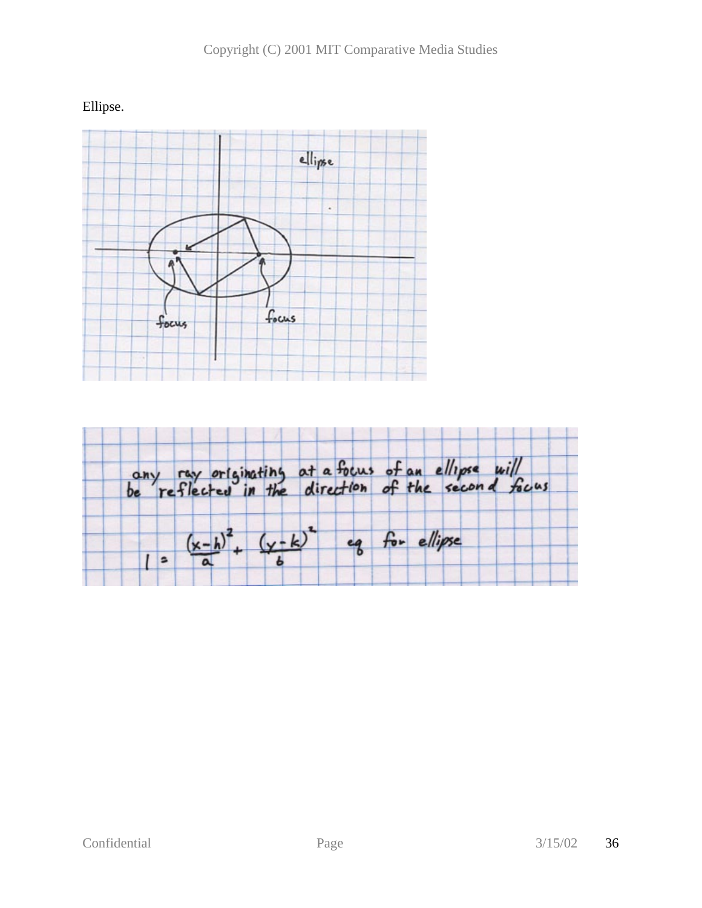Ellipse.

ellipse

focus

focus

any ray originating at a focus of an ellipse will be reflected in the direction of the second focus

$$1 = \frac{(x-h)^2}{a} + \frac{(y-k)^2}{b}$$ eq for ellipse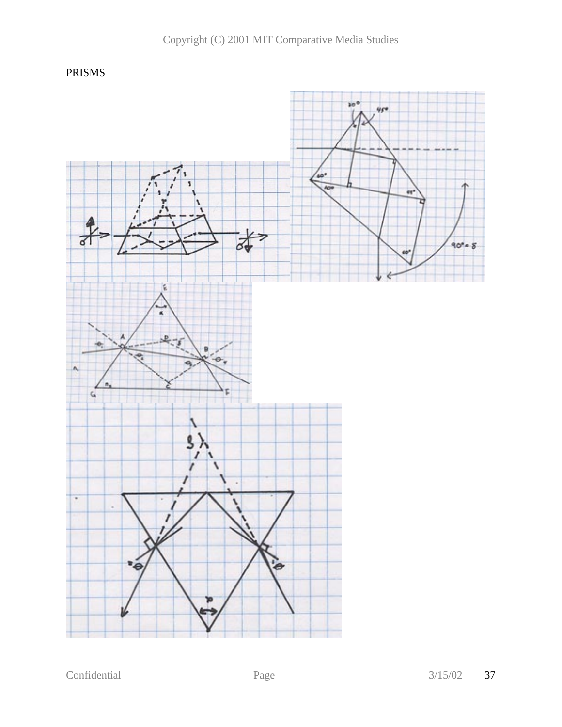PRISMS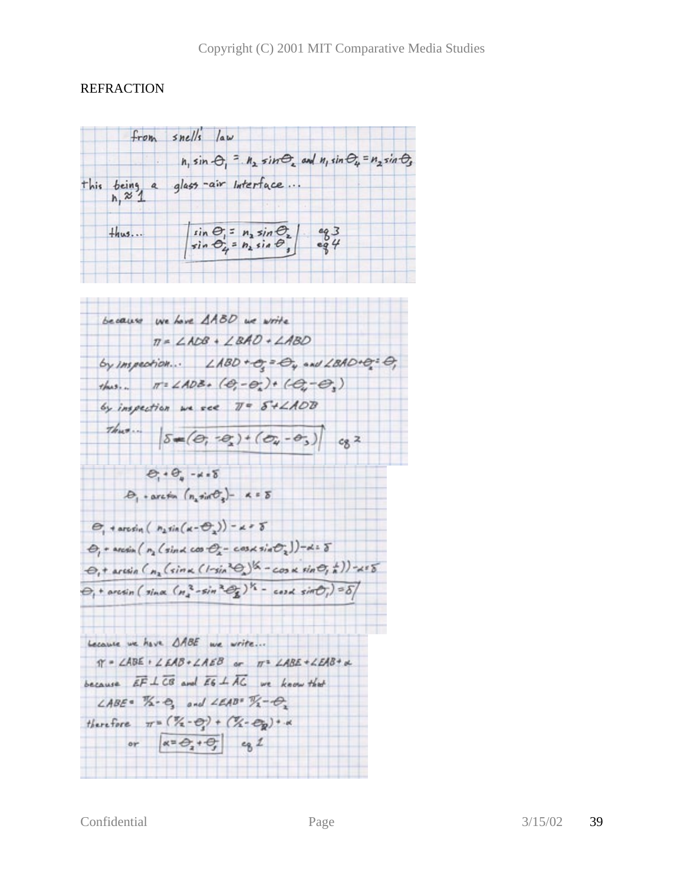REFRACTION

from snell's law

$$n_1 \sin\theta_1 = n_2 \sin\theta_2 \text{ and } n_1 \sin\theta_4 = n_2 \sin\theta_3$$

this being a glass-air interface...
$n_1 \approx 1$

thus...

$$\sin\theta_1 = n_2 \sin\theta_2 \quad \text{eq 3}$$
$$\sin\theta_4 = n_2 \sin\theta_3 \quad \text{eq 4}$$

because we have $\Delta ABD$ we write

$$\pi = \angle ADB + \angle BAD + \angle ABD$$

by inspection... $\angle ABD + \theta_3 = \theta_4$ and $\angle BAD + \theta_2 = \theta_1$

thus... $\pi = \angle ADB + (\theta_1 - \theta_2) + (\theta_4 - \theta_3)$

by inspection we see $\pi = \delta + \angle ADB$

Thus...

$$\delta = (\theta_1 - \theta_2) + (\theta_4 - \theta_3) \quad \text{eq 2}$$

$$\theta_1 + \theta_4 - \alpha = \delta$$

$$\theta_1 + \arcsin(n_2 \sin\theta_3) - \alpha = \delta$$

$$\theta_1 + \arcsin(n_2 \sin(\alpha - \theta_2)) - \alpha = \delta$$

$$\theta_1 + \arcsin(n_2(\sin\alpha \cos\theta_2 - \cos\alpha \sin\theta_2)) - \alpha = \delta$$

$$\theta_1 + \arcsin(n_2(\sin\alpha (1 - \sin^2\theta_2)^{1/2} - \cos\alpha \sin\theta_1 \tfrac{1}{n})) - \alpha = \delta$$

$$\theta_1 + \arcsin(\sin\alpha (n_2^2 - \sin^2\theta_1)^{1/2} - \cos\alpha \sin\theta_1) = \delta$$

because we have $\Delta ABE$ we write...

$\pi = \angle ABE + \angle EAB + \angle AEB$ or $\pi = \angle ABE + \angle EAB + \alpha$

because $\overline{EF} \perp \overline{CB}$ and $\overline{EG} \perp \overline{AC}$ we know that

$\angle ABE = \pi/2 - \theta_3$ and $\angle EAB = \pi/2 - \theta_2$

therefore $\pi = (\pi/2 - \theta_3) + (\pi/2 - \theta_2) + \alpha$

or

$$\alpha = \theta_2 + \theta_3 \quad \text{eq 1}$$